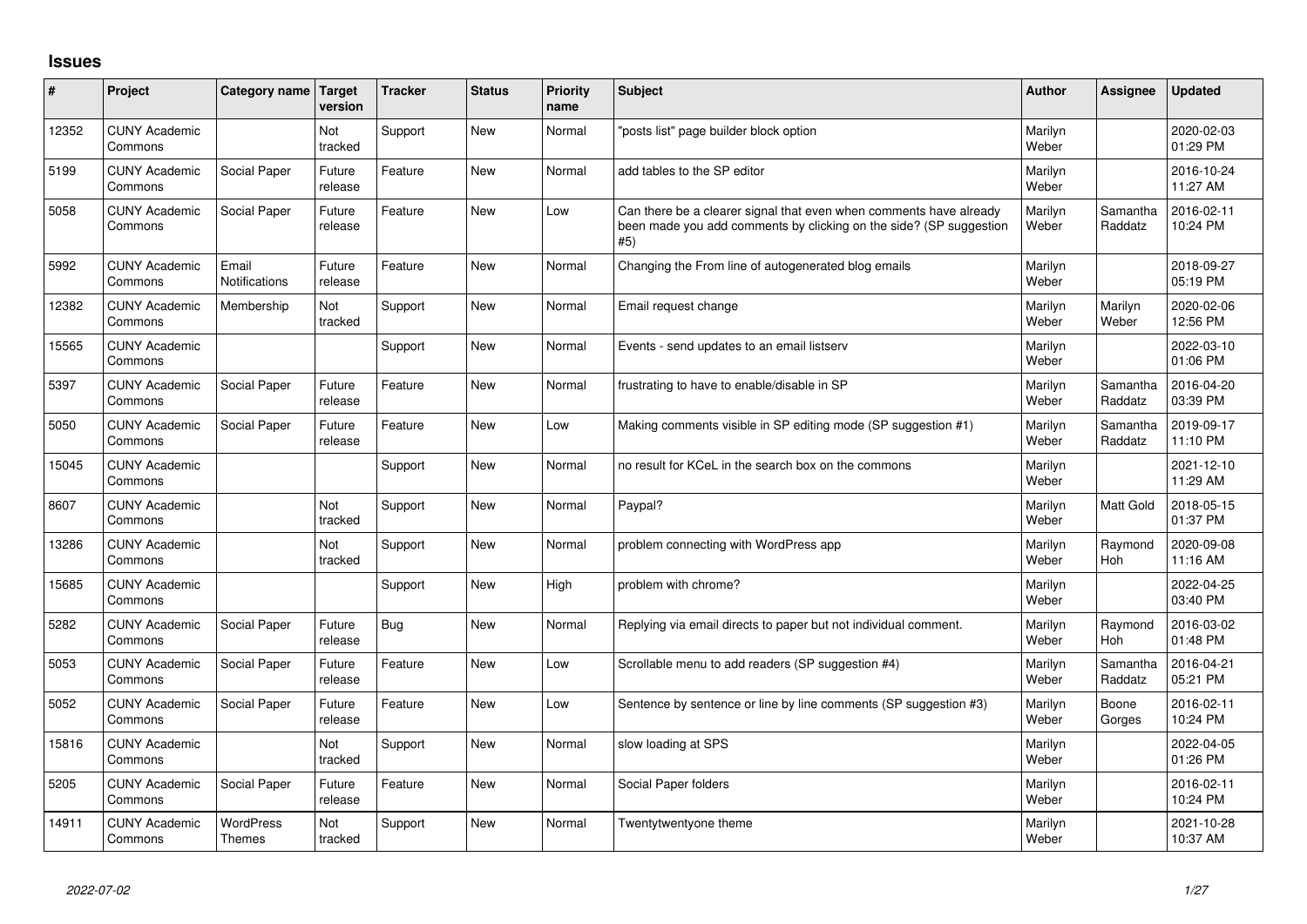## Issues

| # | Project | Category name | Target version | Tracker | Status | Priority name | Subject | Author | Assignee | Updated |
|---|---|---|---|---|---|---|---|---|---|---|
| 12352 | CUNY Academic Commons | | Not tracked | Support | New | Normal | "posts list" page builder block option | Marilyn Weber | | 2020-02-03 01:29 PM |
| 5199 | CUNY Academic Commons | Social Paper | Future release | Feature | New | Normal | add tables to the SP editor | Marilyn Weber | | 2016-10-24 11:27 AM |
| 5058 | CUNY Academic Commons | Social Paper | Future release | Feature | New | Low | Can there be a clearer signal that even when comments have already been made you add comments by clicking on the side? (SP suggestion #5) | Marilyn Weber | Samantha Raddatz | 2016-02-11 10:24 PM |
| 5992 | CUNY Academic Commons | Email Notifications | Future release | Feature | New | Normal | Changing the From line of autogenerated blog emails | Marilyn Weber | | 2018-09-27 05:19 PM |
| 12382 | CUNY Academic Commons | Membership | Not tracked | Support | New | Normal | Email request change | Marilyn Weber | Marilyn Weber | 2020-02-06 12:56 PM |
| 15565 | CUNY Academic Commons | | | Support | New | Normal | Events - send updates to an email listserv | Marilyn Weber | | 2022-03-10 01:06 PM |
| 5397 | CUNY Academic Commons | Social Paper | Future release | Feature | New | Normal | frustrating to have to enable/disable in SP | Marilyn Weber | Samantha Raddatz | 2016-04-20 03:39 PM |
| 5050 | CUNY Academic Commons | Social Paper | Future release | Feature | New | Low | Making comments visible in SP editing mode (SP suggestion #1) | Marilyn Weber | Samantha Raddatz | 2019-09-17 11:10 PM |
| 15045 | CUNY Academic Commons | | | Support | New | Normal | no result for KCeL in the search box on the commons | Marilyn Weber | | 2021-12-10 11:29 AM |
| 8607 | CUNY Academic Commons | | Not tracked | Support | New | Normal | Paypal? | Marilyn Weber | Matt Gold | 2018-05-15 01:37 PM |
| 13286 | CUNY Academic Commons | | Not tracked | Support | New | Normal | problem connecting with WordPress app | Marilyn Weber | Raymond Hoh | 2020-09-08 11:16 AM |
| 15685 | CUNY Academic Commons | | | Support | New | High | problem with chrome? | Marilyn Weber | | 2022-04-25 03:40 PM |
| 5282 | CUNY Academic Commons | Social Paper | Future release | Bug | New | Normal | Replying via email directs to paper but not individual comment. | Marilyn Weber | Raymond Hoh | 2016-03-02 01:48 PM |
| 5053 | CUNY Academic Commons | Social Paper | Future release | Feature | New | Low | Scrollable menu to add readers (SP suggestion #4) | Marilyn Weber | Samantha Raddatz | 2016-04-21 05:21 PM |
| 5052 | CUNY Academic Commons | Social Paper | Future release | Feature | New | Low | Sentence by sentence or line by line comments (SP suggestion #3) | Marilyn Weber | Boone Gorges | 2016-02-11 10:24 PM |
| 15816 | CUNY Academic Commons | | Not tracked | Support | New | Normal | slow loading at SPS | Marilyn Weber | | 2022-04-05 01:26 PM |
| 5205 | CUNY Academic Commons | Social Paper | Future release | Feature | New | Normal | Social Paper folders | Marilyn Weber | | 2016-02-11 10:24 PM |
| 14911 | CUNY Academic Commons | WordPress Themes | Not tracked | Support | New | Normal | Twentytwentyone theme | Marilyn Weber | | 2021-10-28 10:37 AM |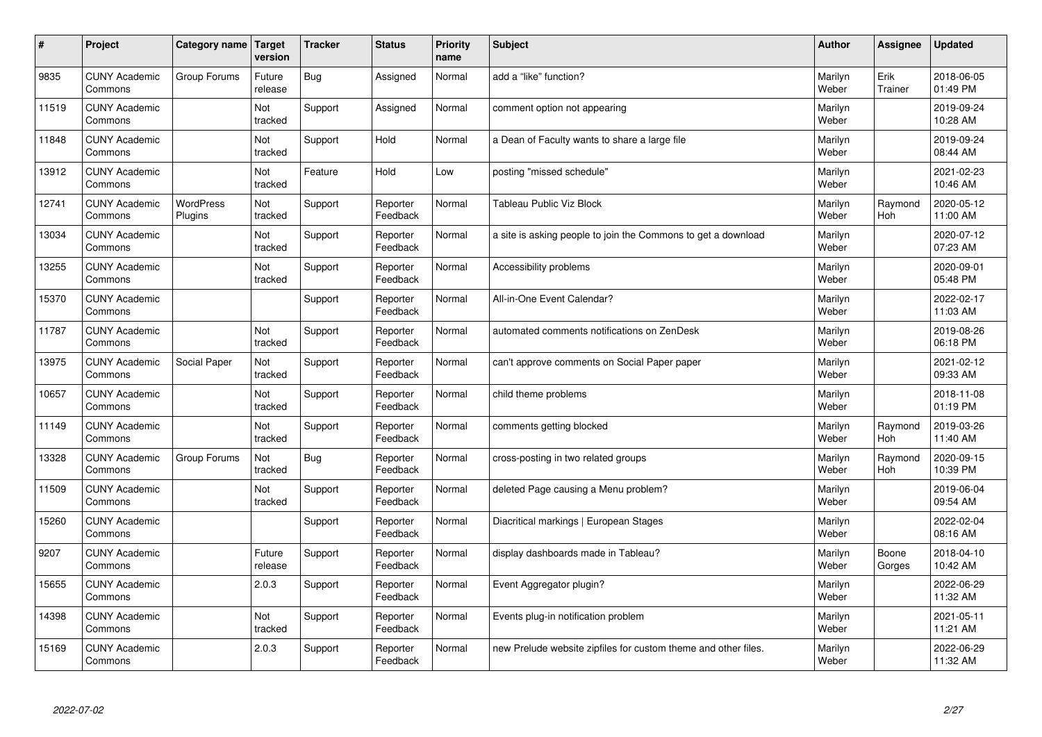| # | Project | Category name | Target version | Tracker | Status | Priority name | Subject | Author | Assignee | Updated |
|---|---|---|---|---|---|---|---|---|---|---|
| 9835 | CUNY Academic Commons | Group Forums | Future release | Bug | Assigned | Normal | add a "like" function? | Marilyn Weber | Erik Trainer | 2018-06-05 01:49 PM |
| 11519 | CUNY Academic Commons | | Not tracked | Support | Assigned | Normal | comment option not appearing | Marilyn Weber | | 2019-09-24 10:28 AM |
| 11848 | CUNY Academic Commons | | Not tracked | Support | Hold | Normal | a Dean of Faculty wants to share a large file | Marilyn Weber | | 2019-09-24 08:44 AM |
| 13912 | CUNY Academic Commons | | Not tracked | Feature | Hold | Low | posting "missed schedule" | Marilyn Weber | | 2021-02-23 10:46 AM |
| 12741 | CUNY Academic Commons | WordPress Plugins | Not tracked | Support | Reporter Feedback | Normal | Tableau Public Viz Block | Marilyn Weber | Raymond Hoh | 2020-05-12 11:00 AM |
| 13034 | CUNY Academic Commons | | Not tracked | Support | Reporter Feedback | Normal | a site is asking people to join the Commons to get a download | Marilyn Weber | | 2020-07-12 07:23 AM |
| 13255 | CUNY Academic Commons | | Not tracked | Support | Reporter Feedback | Normal | Accessibility problems | Marilyn Weber | | 2020-09-01 05:48 PM |
| 15370 | CUNY Academic Commons | | | Support | Reporter Feedback | Normal | All-in-One Event Calendar? | Marilyn Weber | | 2022-02-17 11:03 AM |
| 11787 | CUNY Academic Commons | | Not tracked | Support | Reporter Feedback | Normal | automated comments notifications on ZenDesk | Marilyn Weber | | 2019-08-26 06:18 PM |
| 13975 | CUNY Academic Commons | Social Paper | Not tracked | Support | Reporter Feedback | Normal | can't approve comments on Social Paper paper | Marilyn Weber | | 2021-02-12 09:33 AM |
| 10657 | CUNY Academic Commons | | Not tracked | Support | Reporter Feedback | Normal | child theme problems | Marilyn Weber | | 2018-11-08 01:19 PM |
| 11149 | CUNY Academic Commons | | Not tracked | Support | Reporter Feedback | Normal | comments getting blocked | Marilyn Weber | Raymond Hoh | 2019-03-26 11:40 AM |
| 13328 | CUNY Academic Commons | Group Forums | Not tracked | Bug | Reporter Feedback | Normal | cross-posting in two related groups | Marilyn Weber | Raymond Hoh | 2020-09-15 10:39 PM |
| 11509 | CUNY Academic Commons | | Not tracked | Support | Reporter Feedback | Normal | deleted Page causing a Menu problem? | Marilyn Weber | | 2019-06-04 09:54 AM |
| 15260 | CUNY Academic Commons | | | Support | Reporter Feedback | Normal | Diacritical markings \| European Stages | Marilyn Weber | | 2022-02-04 08:16 AM |
| 9207 | CUNY Academic Commons | | Future release | Support | Reporter Feedback | Normal | display dashboards made in Tableau? | Marilyn Weber | Boone Gorges | 2018-04-10 10:42 AM |
| 15655 | CUNY Academic Commons | | 2.0.3 | Support | Reporter Feedback | Normal | Event Aggregator plugin? | Marilyn Weber | | 2022-06-29 11:32 AM |
| 14398 | CUNY Academic Commons | | Not tracked | Support | Reporter Feedback | Normal | Events plug-in notification problem | Marilyn Weber | | 2021-05-11 11:21 AM |
| 15169 | CUNY Academic Commons | | 2.0.3 | Support | Reporter Feedback | Normal | new Prelude website zipfiles for custom theme and other files. | Marilyn Weber | | 2022-06-29 11:32 AM |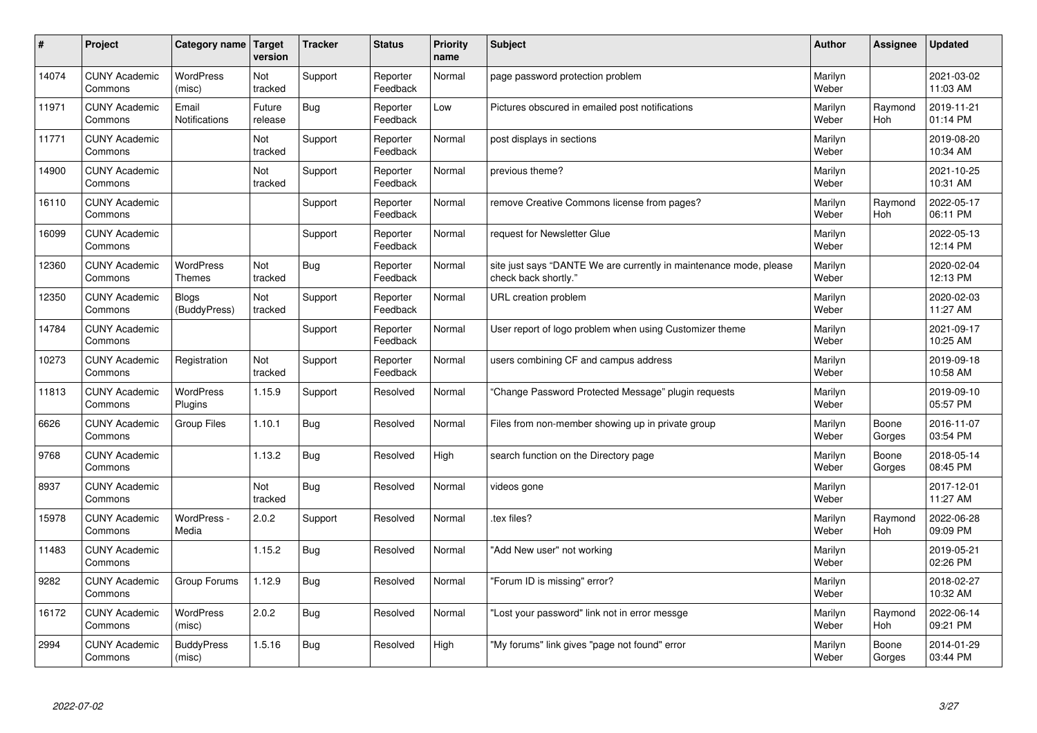| # | Project | Category name | Target version | Tracker | Status | Priority name | Subject | Author | Assignee | Updated |
|---|---|---|---|---|---|---|---|---|---|---|
| 14074 | CUNY Academic Commons | WordPress (misc) | Not tracked | Support | Reporter Feedback | Normal | page password protection problem | Marilyn Weber | | 2021-03-02 11:03 AM |
| 11971 | CUNY Academic Commons | Email Notifications | Future release | Bug | Reporter Feedback | Low | Pictures obscured in emailed post notifications | Marilyn Weber | Raymond Hoh | 2019-11-21 01:14 PM |
| 11771 | CUNY Academic Commons | | Not tracked | Support | Reporter Feedback | Normal | post displays in sections | Marilyn Weber | | 2019-08-20 10:34 AM |
| 14900 | CUNY Academic Commons | | Not tracked | Support | Reporter Feedback | Normal | previous theme? | Marilyn Weber | | 2021-10-25 10:31 AM |
| 16110 | CUNY Academic Commons | | | Support | Reporter Feedback | Normal | remove Creative Commons license from pages? | Marilyn Weber | Raymond Hoh | 2022-05-17 06:11 PM |
| 16099 | CUNY Academic Commons | | | Support | Reporter Feedback | Normal | request for Newsletter Glue | Marilyn Weber | | 2022-05-13 12:14 PM |
| 12360 | CUNY Academic Commons | WordPress Themes | Not tracked | Bug | Reporter Feedback | Normal | site just says "DANTE We are currently in maintenance mode, please check back shortly." | Marilyn Weber | | 2020-02-04 12:13 PM |
| 12350 | CUNY Academic Commons | Blogs (BuddyPress) | Not tracked | Support | Reporter Feedback | Normal | URL creation problem | Marilyn Weber | | 2020-02-03 11:27 AM |
| 14784 | CUNY Academic Commons | | | Support | Reporter Feedback | Normal | User report of logo problem when using Customizer theme | Marilyn Weber | | 2021-09-17 10:25 AM |
| 10273 | CUNY Academic Commons | Registration | Not tracked | Support | Reporter Feedback | Normal | users combining CF and campus address | Marilyn Weber | | 2019-09-18 10:58 AM |
| 11813 | CUNY Academic Commons | WordPress Plugins | 1.15.9 | Support | Resolved | Normal | "Change Password Protected Message" plugin requests | Marilyn Weber | | 2019-09-10 05:57 PM |
| 6626 | CUNY Academic Commons | Group Files | 1.10.1 | Bug | Resolved | Normal | Files from non-member showing up in private group | Marilyn Weber | Boone Gorges | 2016-11-07 03:54 PM |
| 9768 | CUNY Academic Commons | | 1.13.2 | Bug | Resolved | High | search function on the Directory page | Marilyn Weber | Boone Gorges | 2018-05-14 08:45 PM |
| 8937 | CUNY Academic Commons | | Not tracked | Bug | Resolved | Normal | videos gone | Marilyn Weber | | 2017-12-01 11:27 AM |
| 15978 | CUNY Academic Commons | WordPress - Media | 2.0.2 | Support | Resolved | Normal | .tex files? | Marilyn Weber | Raymond Hoh | 2022-06-28 09:09 PM |
| 11483 | CUNY Academic Commons | | 1.15.2 | Bug | Resolved | Normal | "Add New user" not working | Marilyn Weber | | 2019-05-21 02:26 PM |
| 9282 | CUNY Academic Commons | Group Forums | 1.12.9 | Bug | Resolved | Normal | "Forum ID is missing" error? | Marilyn Weber | | 2018-02-27 10:32 AM |
| 16172 | CUNY Academic Commons | WordPress (misc) | 2.0.2 | Bug | Resolved | Normal | "Lost your password" link not in error messge | Marilyn Weber | Raymond Hoh | 2022-06-14 09:21 PM |
| 2994 | CUNY Academic Commons | BuddyPress (misc) | 1.5.16 | Bug | Resolved | High | "My forums" link gives "page not found" error | Marilyn Weber | Boone Gorges | 2014-01-29 03:44 PM |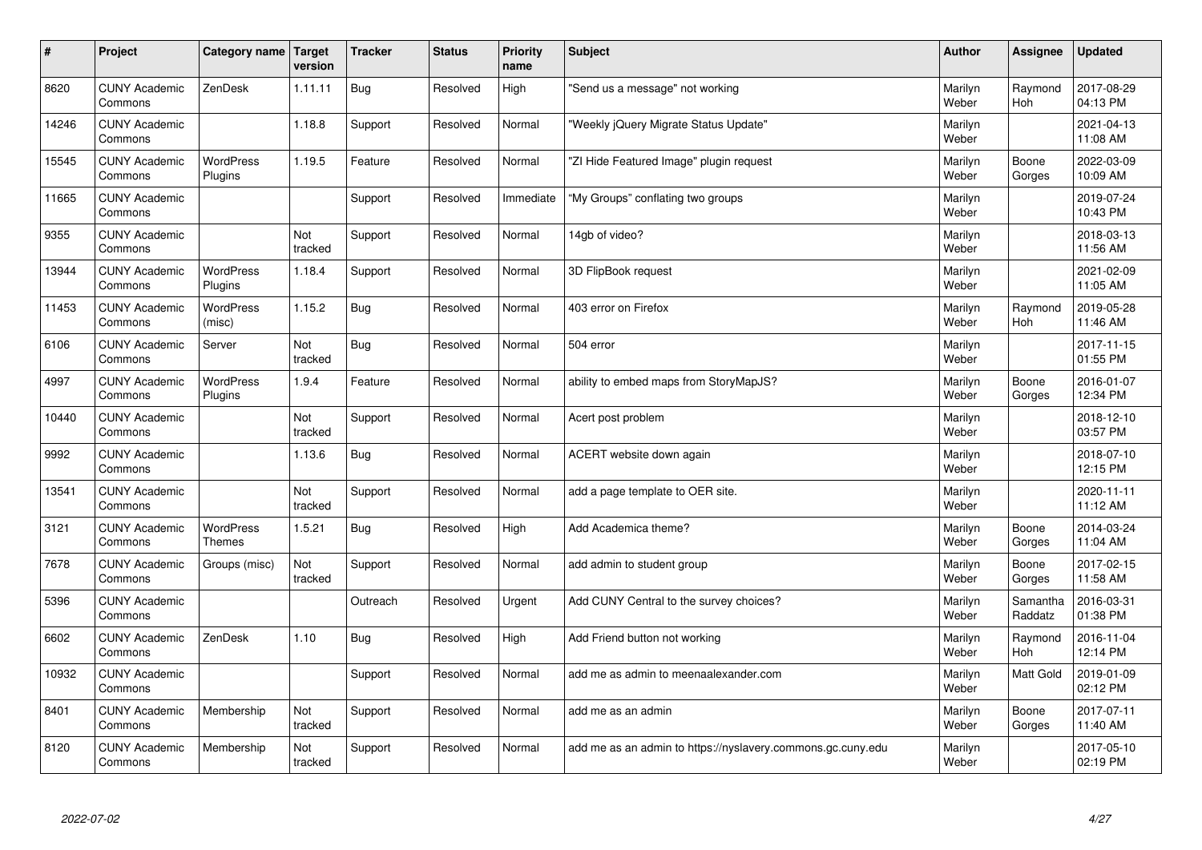| # | Project | Category name | Target version | Tracker | Status | Priority name | Subject | Author | Assignee | Updated |
|---|---|---|---|---|---|---|---|---|---|---|
| 8620 | CUNY Academic Commons | ZenDesk | 1.11.11 | Bug | Resolved | High | "Send us a message" not working | Marilyn Weber | Raymond Hoh | 2017-08-29 04:13 PM |
| 14246 | CUNY Academic Commons | | 1.18.8 | Support | Resolved | Normal | "Weekly jQuery Migrate Status Update" | Marilyn Weber | | 2021-04-13 11:08 AM |
| 15545 | CUNY Academic Commons | WordPress Plugins | 1.19.5 | Feature | Resolved | Normal | "ZI Hide Featured Image" plugin request | Marilyn Weber | Boone Gorges | 2022-03-09 10:09 AM |
| 11665 | CUNY Academic Commons | | | Support | Resolved | Immediate | "My Groups" conflating two groups | Marilyn Weber | | 2019-07-24 10:43 PM |
| 9355 | CUNY Academic Commons | | Not tracked | Support | Resolved | Normal | 14gb of video? | Marilyn Weber | | 2018-03-13 11:56 AM |
| 13944 | CUNY Academic Commons | WordPress Plugins | 1.18.4 | Support | Resolved | Normal | 3D FlipBook request | Marilyn Weber | | 2021-02-09 11:05 AM |
| 11453 | CUNY Academic Commons | WordPress (misc) | 1.15.2 | Bug | Resolved | Normal | 403 error on Firefox | Marilyn Weber | Raymond Hoh | 2019-05-28 11:46 AM |
| 6106 | CUNY Academic Commons | Server | Not tracked | Bug | Resolved | Normal | 504 error | Marilyn Weber | | 2017-11-15 01:55 PM |
| 4997 | CUNY Academic Commons | WordPress Plugins | 1.9.4 | Feature | Resolved | Normal | ability to embed maps from StoryMapJS? | Marilyn Weber | Boone Gorges | 2016-01-07 12:34 PM |
| 10440 | CUNY Academic Commons | | Not tracked | Support | Resolved | Normal | Acert post problem | Marilyn Weber | | 2018-12-10 03:57 PM |
| 9992 | CUNY Academic Commons | | 1.13.6 | Bug | Resolved | Normal | ACERT website down again | Marilyn Weber | | 2018-07-10 12:15 PM |
| 13541 | CUNY Academic Commons | | Not tracked | Support | Resolved | Normal | add a page template to OER site. | Marilyn Weber | | 2020-11-11 11:12 AM |
| 3121 | CUNY Academic Commons | WordPress Themes | 1.5.21 | Bug | Resolved | High | Add Academica theme? | Marilyn Weber | Boone Gorges | 2014-03-24 11:04 AM |
| 7678 | CUNY Academic Commons | Groups (misc) | Not tracked | Support | Resolved | Normal | add admin to student group | Marilyn Weber | Boone Gorges | 2017-02-15 11:58 AM |
| 5396 | CUNY Academic Commons | | | Outreach | Resolved | Urgent | Add CUNY Central to the survey choices? | Marilyn Weber | Samantha Raddatz | 2016-03-31 01:38 PM |
| 6602 | CUNY Academic Commons | ZenDesk | 1.10 | Bug | Resolved | High | Add Friend button not working | Marilyn Weber | Raymond Hoh | 2016-11-04 12:14 PM |
| 10932 | CUNY Academic Commons | | | Support | Resolved | Normal | add me as admin to meenaalexander.com | Marilyn Weber | Matt Gold | 2019-01-09 02:12 PM |
| 8401 | CUNY Academic Commons | Membership | Not tracked | Support | Resolved | Normal | add me as an admin | Marilyn Weber | Boone Gorges | 2017-07-11 11:40 AM |
| 8120 | CUNY Academic Commons | Membership | Not tracked | Support | Resolved | Normal | add me as an admin to https://nyslavery.commons.gc.cuny.edu | Marilyn Weber | | 2017-05-10 02:19 PM |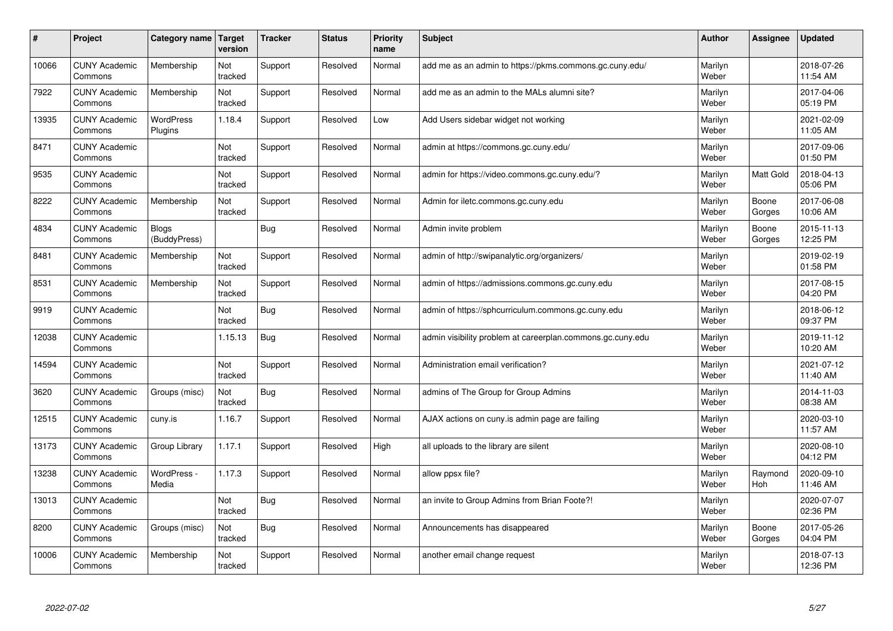| # | Project | Category name | Target version | Tracker | Status | Priority name | Subject | Author | Assignee | Updated |
|---|---|---|---|---|---|---|---|---|---|---|
| 10066 | CUNY Academic Commons | Membership | Not tracked | Support | Resolved | Normal | add me as an admin to https://pkms.commons.gc.cuny.edu/ | Marilyn Weber | | 2018-07-26 11:54 AM |
| 7922 | CUNY Academic Commons | Membership | Not tracked | Support | Resolved | Normal | add me as an admin to the MALs alumni site? | Marilyn Weber | | 2017-04-06 05:19 PM |
| 13935 | CUNY Academic Commons | WordPress Plugins | 1.18.4 | Support | Resolved | Low | Add Users sidebar widget not working | Marilyn Weber | | 2021-02-09 11:05 AM |
| 8471 | CUNY Academic Commons | | Not tracked | Support | Resolved | Normal | admin at https://commons.gc.cuny.edu/ | Marilyn Weber | | 2017-09-06 01:50 PM |
| 9535 | CUNY Academic Commons | | Not tracked | Support | Resolved | Normal | admin for https://video.commons.gc.cuny.edu/? | Marilyn Weber | Matt Gold | 2018-04-13 05:06 PM |
| 8222 | CUNY Academic Commons | Membership | Not tracked | Support | Resolved | Normal | Admin for iletc.commons.gc.cuny.edu | Marilyn Weber | Boone Gorges | 2017-06-08 10:06 AM |
| 4834 | CUNY Academic Commons | Blogs (BuddyPress) | | Bug | Resolved | Normal | Admin invite problem | Marilyn Weber | Boone Gorges | 2015-11-13 12:25 PM |
| 8481 | CUNY Academic Commons | Membership | Not tracked | Support | Resolved | Normal | admin of http://swipanalytic.org/organizers/ | Marilyn Weber | | 2019-02-19 01:58 PM |
| 8531 | CUNY Academic Commons | Membership | Not tracked | Support | Resolved | Normal | admin of https://admissions.commons.gc.cuny.edu | Marilyn Weber | | 2017-08-15 04:20 PM |
| 9919 | CUNY Academic Commons | | Not tracked | Bug | Resolved | Normal | admin of https://sphcurriculum.commons.gc.cuny.edu | Marilyn Weber | | 2018-06-12 09:37 PM |
| 12038 | CUNY Academic Commons | | 1.15.13 | Bug | Resolved | Normal | admin visibility problem at careerplan.commons.gc.cuny.edu | Marilyn Weber | | 2019-11-12 10:20 AM |
| 14594 | CUNY Academic Commons | | Not tracked | Support | Resolved | Normal | Administration email verification? | Marilyn Weber | | 2021-07-12 11:40 AM |
| 3620 | CUNY Academic Commons | Groups (misc) | Not tracked | Bug | Resolved | Normal | admins of The Group for Group Admins | Marilyn Weber | | 2014-11-03 08:38 AM |
| 12515 | CUNY Academic Commons | cuny.is | 1.16.7 | Support | Resolved | Normal | AJAX actions on cuny.is admin page are failing | Marilyn Weber | | 2020-03-10 11:57 AM |
| 13173 | CUNY Academic Commons | Group Library | 1.17.1 | Support | Resolved | High | all uploads to the library are silent | Marilyn Weber | | 2020-08-10 04:12 PM |
| 13238 | CUNY Academic Commons | WordPress - Media | 1.17.3 | Support | Resolved | Normal | allow ppsx file? | Marilyn Weber | Raymond Hoh | 2020-09-10 11:46 AM |
| 13013 | CUNY Academic Commons | | Not tracked | Bug | Resolved | Normal | an invite to Group Admins from Brian Foote?! | Marilyn Weber | | 2020-07-07 02:36 PM |
| 8200 | CUNY Academic Commons | Groups (misc) | Not tracked | Bug | Resolved | Normal | Announcements has disappeared | Marilyn Weber | Boone Gorges | 2017-05-26 04:04 PM |
| 10006 | CUNY Academic Commons | Membership | Not tracked | Support | Resolved | Normal | another email change request | Marilyn Weber | | 2018-07-13 12:36 PM |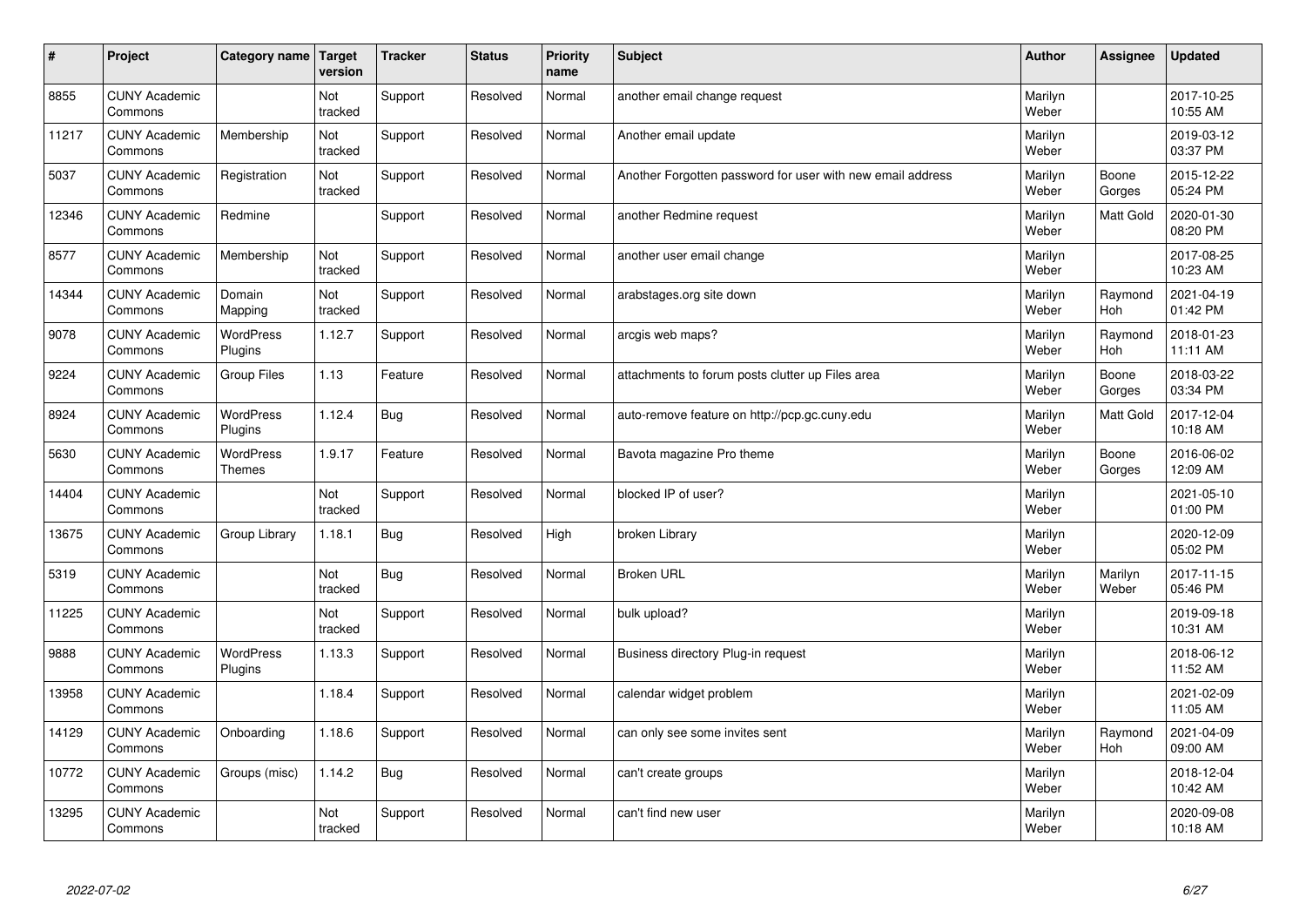| # | Project | Category name | Target version | Tracker | Status | Priority name | Subject | Author | Assignee | Updated |
|---|---|---|---|---|---|---|---|---|---|---|
| 8855 | CUNY Academic Commons | | Not tracked | Support | Resolved | Normal | another email change request | Marilyn Weber | | 2017-10-25 10:55 AM |
| 11217 | CUNY Academic Commons | Membership | Not tracked | Support | Resolved | Normal | Another email update | Marilyn Weber | | 2019-03-12 03:37 PM |
| 5037 | CUNY Academic Commons | Registration | Not tracked | Support | Resolved | Normal | Another Forgotten password for user with new email address | Marilyn Weber | Boone Gorges | 2015-12-22 05:24 PM |
| 12346 | CUNY Academic Commons | Redmine | | Support | Resolved | Normal | another Redmine request | Marilyn Weber | Matt Gold | 2020-01-30 08:20 PM |
| 8577 | CUNY Academic Commons | Membership | Not tracked | Support | Resolved | Normal | another user email change | Marilyn Weber | | 2017-08-25 10:23 AM |
| 14344 | CUNY Academic Commons | Domain Mapping | Not tracked | Support | Resolved | Normal | arabstages.org site down | Marilyn Weber | Raymond Hoh | 2021-04-19 01:42 PM |
| 9078 | CUNY Academic Commons | WordPress Plugins | 1.12.7 | Support | Resolved | Normal | arcgis web maps? | Marilyn Weber | Raymond Hoh | 2018-01-23 11:11 AM |
| 9224 | CUNY Academic Commons | Group Files | 1.13 | Feature | Resolved | Normal | attachments to forum posts clutter up Files area | Marilyn Weber | Boone Gorges | 2018-03-22 03:34 PM |
| 8924 | CUNY Academic Commons | WordPress Plugins | 1.12.4 | Bug | Resolved | Normal | auto-remove feature on http://pcp.gc.cuny.edu | Marilyn Weber | Matt Gold | 2017-12-04 10:18 AM |
| 5630 | CUNY Academic Commons | WordPress Themes | 1.9.17 | Feature | Resolved | Normal | Bavota magazine Pro theme | Marilyn Weber | Boone Gorges | 2016-06-02 12:09 AM |
| 14404 | CUNY Academic Commons | | Not tracked | Support | Resolved | Normal | blocked IP of user? | Marilyn Weber | | 2021-05-10 01:00 PM |
| 13675 | CUNY Academic Commons | Group Library | 1.18.1 | Bug | Resolved | High | broken Library | Marilyn Weber | | 2020-12-09 05:02 PM |
| 5319 | CUNY Academic Commons | | Not tracked | Bug | Resolved | Normal | Broken URL | Marilyn Weber | Marilyn Weber | 2017-11-15 05:46 PM |
| 11225 | CUNY Academic Commons | | Not tracked | Support | Resolved | Normal | bulk upload? | Marilyn Weber | | 2019-09-18 10:31 AM |
| 9888 | CUNY Academic Commons | WordPress Plugins | 1.13.3 | Support | Resolved | Normal | Business directory Plug-in request | Marilyn Weber | | 2018-06-12 11:52 AM |
| 13958 | CUNY Academic Commons | | 1.18.4 | Support | Resolved | Normal | calendar widget problem | Marilyn Weber | | 2021-02-09 11:05 AM |
| 14129 | CUNY Academic Commons | Onboarding | 1.18.6 | Support | Resolved | Normal | can only see some invites sent | Marilyn Weber | Raymond Hoh | 2021-04-09 09:00 AM |
| 10772 | CUNY Academic Commons | Groups (misc) | 1.14.2 | Bug | Resolved | Normal | can't create groups | Marilyn Weber | | 2018-12-04 10:42 AM |
| 13295 | CUNY Academic Commons | | Not tracked | Support | Resolved | Normal | can't find new user | Marilyn Weber | | 2020-09-08 10:18 AM |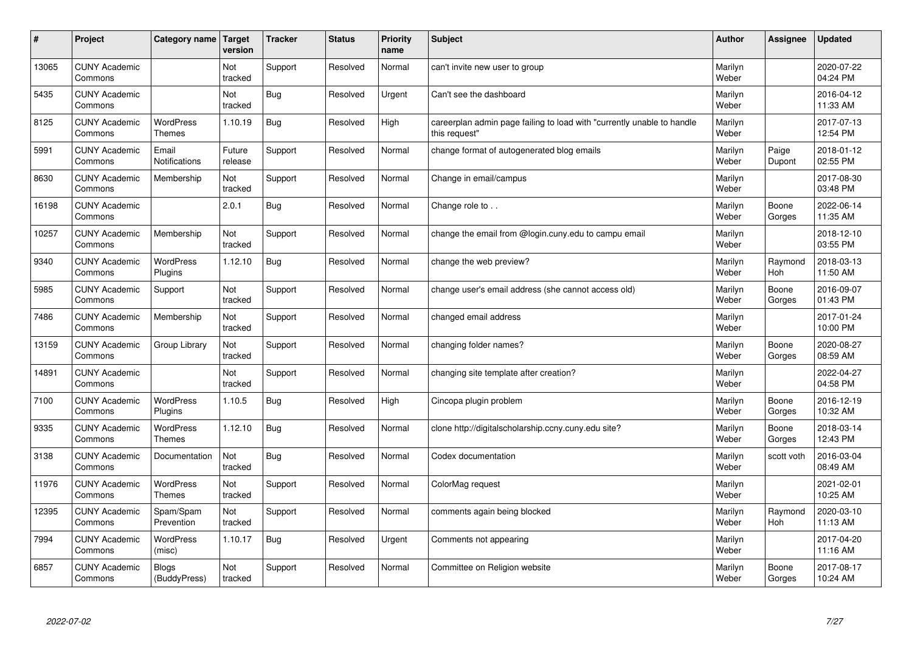| # | Project | Category name | Target version | Tracker | Status | Priority name | Subject | Author | Assignee | Updated |
|---|---|---|---|---|---|---|---|---|---|---|
| 13065 | CUNY Academic Commons | | Not tracked | Support | Resolved | Normal | can't invite new user to group | Marilyn Weber | | 2020-07-22 04:24 PM |
| 5435 | CUNY Academic Commons | | Not tracked | Bug | Resolved | Urgent | Can't see the dashboard | Marilyn Weber | | 2016-04-12 11:33 AM |
| 8125 | CUNY Academic Commons | WordPress Themes | 1.10.19 | Bug | Resolved | High | careerplan admin page failing to load with "currently unable to handle this request" | Marilyn Weber | | 2017-07-13 12:54 PM |
| 5991 | CUNY Academic Commons | Email Notifications | Future release | Support | Resolved | Normal | change format of autogenerated blog emails | Marilyn Weber | Paige Dupont | 2018-01-12 02:55 PM |
| 8630 | CUNY Academic Commons | Membership | Not tracked | Support | Resolved | Normal | Change in email/campus | Marilyn Weber | | 2017-08-30 03:48 PM |
| 16198 | CUNY Academic Commons | | 2.0.1 | Bug | Resolved | Normal | Change role to . . | Marilyn Weber | Boone Gorges | 2022-06-14 11:35 AM |
| 10257 | CUNY Academic Commons | Membership | Not tracked | Support | Resolved | Normal | change the email from @login.cuny.edu to campu email | Marilyn Weber | | 2018-12-10 03:55 PM |
| 9340 | CUNY Academic Commons | WordPress Plugins | 1.12.10 | Bug | Resolved | Normal | change the web preview? | Marilyn Weber | Raymond Hoh | 2018-03-13 11:50 AM |
| 5985 | CUNY Academic Commons | Support | Not tracked | Support | Resolved | Normal | change user's email address (she cannot access old) | Marilyn Weber | Boone Gorges | 2016-09-07 01:43 PM |
| 7486 | CUNY Academic Commons | Membership | Not tracked | Support | Resolved | Normal | changed email address | Marilyn Weber | | 2017-01-24 10:00 PM |
| 13159 | CUNY Academic Commons | Group Library | Not tracked | Support | Resolved | Normal | changing folder names? | Marilyn Weber | Boone Gorges | 2020-08-27 08:59 AM |
| 14891 | CUNY Academic Commons | | Not tracked | Support | Resolved | Normal | changing site template after creation? | Marilyn Weber | | 2022-04-27 04:58 PM |
| 7100 | CUNY Academic Commons | WordPress Plugins | 1.10.5 | Bug | Resolved | High | Cincopa plugin problem | Marilyn Weber | Boone Gorges | 2016-12-19 10:32 AM |
| 9335 | CUNY Academic Commons | WordPress Themes | 1.12.10 | Bug | Resolved | Normal | clone http://digitalscholarship.ccny.cuny.edu site? | Marilyn Weber | Boone Gorges | 2018-03-14 12:43 PM |
| 3138 | CUNY Academic Commons | Documentation | Not tracked | Bug | Resolved | Normal | Codex documentation | Marilyn Weber | scott voth | 2016-03-04 08:49 AM |
| 11976 | CUNY Academic Commons | WordPress Themes | Not tracked | Support | Resolved | Normal | ColorMag request | Marilyn Weber | | 2021-02-01 10:25 AM |
| 12395 | CUNY Academic Commons | Spam/Spam Prevention | Not tracked | Support | Resolved | Normal | comments again being blocked | Marilyn Weber | Raymond Hoh | 2020-03-10 11:13 AM |
| 7994 | CUNY Academic Commons | WordPress (misc) | 1.10.17 | Bug | Resolved | Urgent | Comments not appearing | Marilyn Weber | | 2017-04-20 11:16 AM |
| 6857 | CUNY Academic Commons | Blogs (BuddyPress) | Not tracked | Support | Resolved | Normal | Committee on Religion website | Marilyn Weber | Boone Gorges | 2017-08-17 10:24 AM |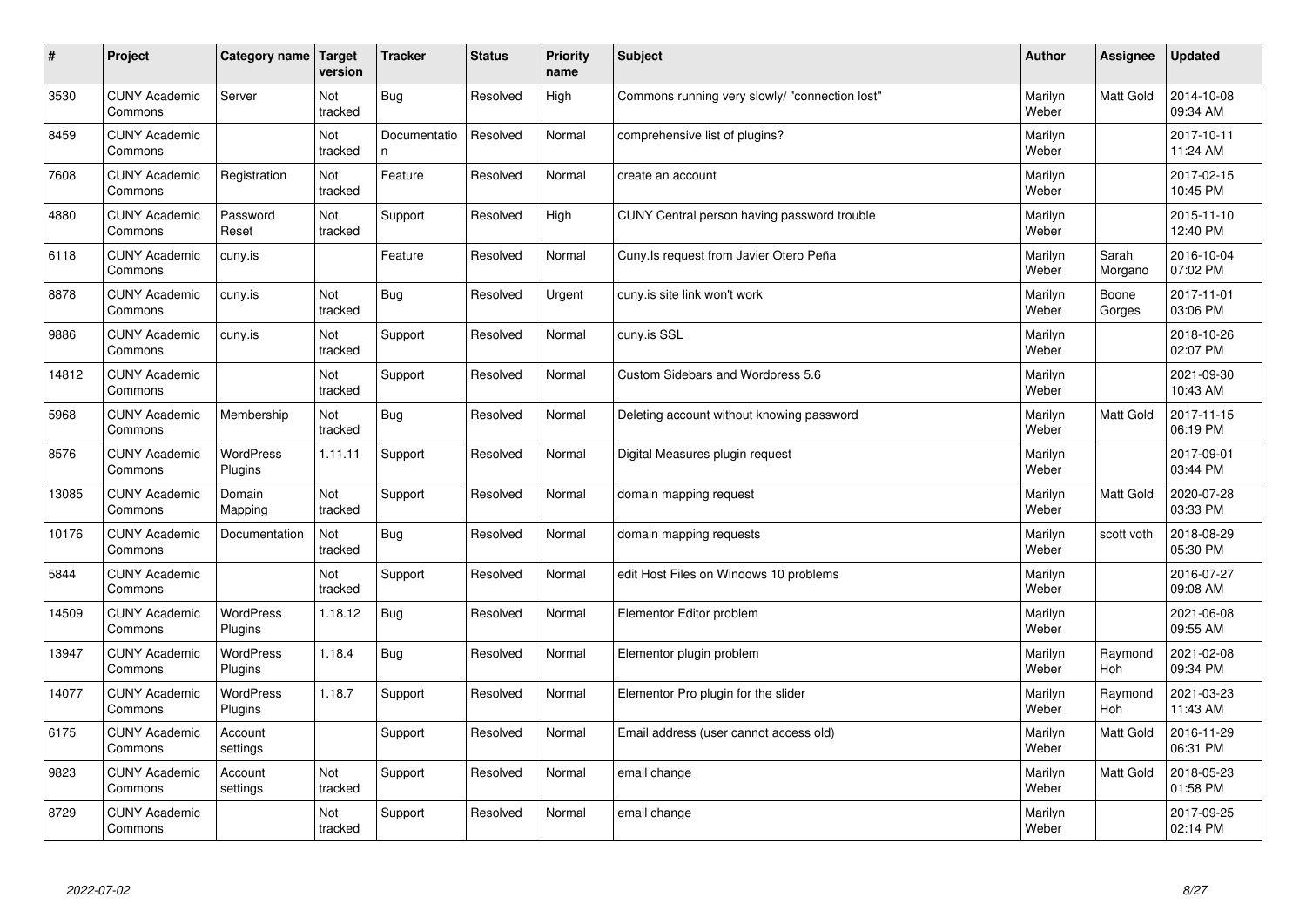| # | Project | Category name | Target version | Tracker | Status | Priority name | Subject | Author | Assignee | Updated |
|---|---|---|---|---|---|---|---|---|---|---|
| 3530 | CUNY Academic Commons | Server | Not tracked | Bug | Resolved | High | Commons running very slowly/ "connection lost" | Marilyn Weber | Matt Gold | 2014-10-08 09:34 AM |
| 8459 | CUNY Academic Commons | | Not tracked | Documentation | Resolved | Normal | comprehensive list of plugins? | Marilyn Weber | | 2017-10-11 11:24 AM |
| 7608 | CUNY Academic Commons | Registration | Not tracked | Feature | Resolved | Normal | create an account | Marilyn Weber | | 2017-02-15 10:45 PM |
| 4880 | CUNY Academic Commons | Password Reset | Not tracked | Support | Resolved | High | CUNY Central person having password trouble | Marilyn Weber | | 2015-11-10 12:40 PM |
| 6118 | CUNY Academic Commons | cuny.is | | Feature | Resolved | Normal | Cuny.Is request from Javier Otero Peña | Marilyn Weber | Sarah Morgano | 2016-10-04 07:02 PM |
| 8878 | CUNY Academic Commons | cuny.is | Not tracked | Bug | Resolved | Urgent | cuny.is site link won't work | Marilyn Weber | Boone Gorges | 2017-11-01 03:06 PM |
| 9886 | CUNY Academic Commons | cuny.is | Not tracked | Support | Resolved | Normal | cuny.is SSL | Marilyn Weber | | 2018-10-26 02:07 PM |
| 14812 | CUNY Academic Commons | | Not tracked | Support | Resolved | Normal | Custom Sidebars and Wordpress 5.6 | Marilyn Weber | | 2021-09-30 10:43 AM |
| 5968 | CUNY Academic Commons | Membership | Not tracked | Bug | Resolved | Normal | Deleting account without knowing password | Marilyn Weber | Matt Gold | 2017-11-15 06:19 PM |
| 8576 | CUNY Academic Commons | WordPress Plugins | 1.11.11 | Support | Resolved | Normal | Digital Measures plugin request | Marilyn Weber | | 2017-09-01 03:44 PM |
| 13085 | CUNY Academic Commons | Domain Mapping | Not tracked | Support | Resolved | Normal | domain mapping request | Marilyn Weber | Matt Gold | 2020-07-28 03:33 PM |
| 10176 | CUNY Academic Commons | Documentation | Not tracked | Bug | Resolved | Normal | domain mapping requests | Marilyn Weber | scott voth | 2018-08-29 05:30 PM |
| 5844 | CUNY Academic Commons | | Not tracked | Support | Resolved | Normal | edit Host Files on Windows 10 problems | Marilyn Weber | | 2016-07-27 09:08 AM |
| 14509 | CUNY Academic Commons | WordPress Plugins | 1.18.12 | Bug | Resolved | Normal | Elementor Editor problem | Marilyn Weber | | 2021-06-08 09:55 AM |
| 13947 | CUNY Academic Commons | WordPress Plugins | 1.18.4 | Bug | Resolved | Normal | Elementor plugin problem | Marilyn Weber | Raymond Hoh | 2021-02-08 09:34 PM |
| 14077 | CUNY Academic Commons | WordPress Plugins | 1.18.7 | Support | Resolved | Normal | Elementor Pro plugin for the slider | Marilyn Weber | Raymond Hoh | 2021-03-23 11:43 AM |
| 6175 | CUNY Academic Commons | Account settings | | Support | Resolved | Normal | Email address (user cannot access old) | Marilyn Weber | Matt Gold | 2016-11-29 06:31 PM |
| 9823 | CUNY Academic Commons | Account settings | Not tracked | Support | Resolved | Normal | email change | Marilyn Weber | Matt Gold | 2018-05-23 01:58 PM |
| 8729 | CUNY Academic Commons | | Not tracked | Support | Resolved | Normal | email change | Marilyn Weber | | 2017-09-25 02:14 PM |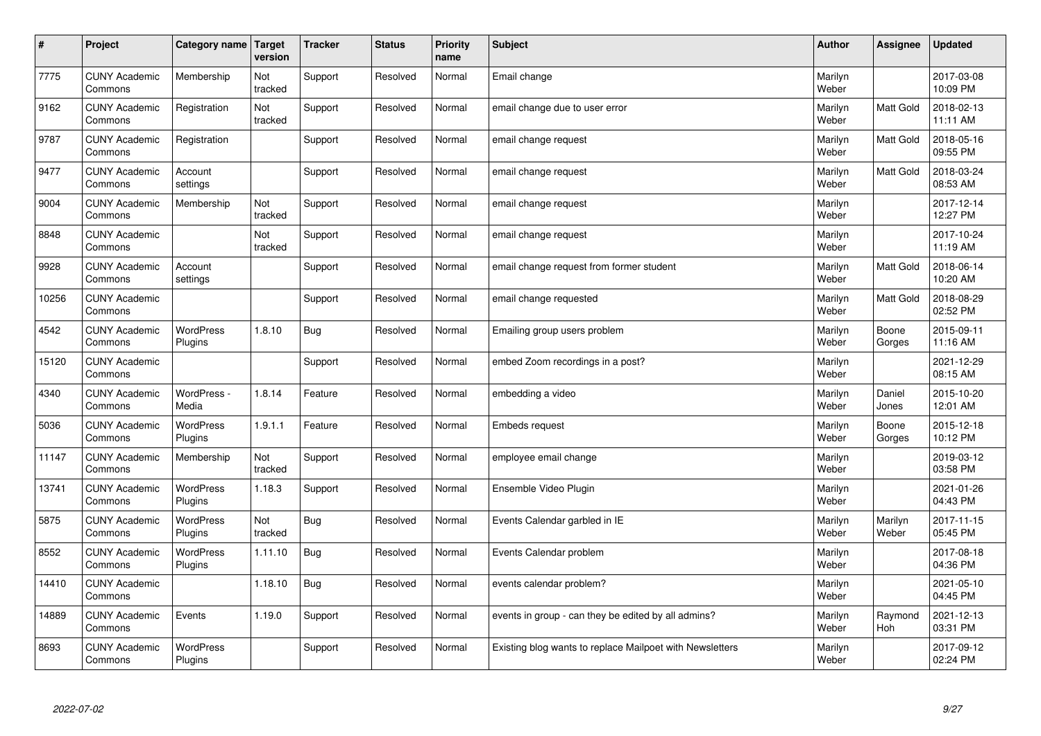| # | Project | Category name | Target version | Tracker | Status | Priority name | Subject | Author | Assignee | Updated |
|---|---|---|---|---|---|---|---|---|---|---|
| 7775 | CUNY Academic Commons | Membership | Not tracked | Support | Resolved | Normal | Email change | Marilyn Weber | | 2017-03-08 10:09 PM |
| 9162 | CUNY Academic Commons | Registration | Not tracked | Support | Resolved | Normal | email change due to user error | Marilyn Weber | Matt Gold | 2018-02-13 11:11 AM |
| 9787 | CUNY Academic Commons | Registration | | Support | Resolved | Normal | email change request | Marilyn Weber | Matt Gold | 2018-05-16 09:55 PM |
| 9477 | CUNY Academic Commons | Account settings | | Support | Resolved | Normal | email change request | Marilyn Weber | Matt Gold | 2018-03-24 08:53 AM |
| 9004 | CUNY Academic Commons | Membership | Not tracked | Support | Resolved | Normal | email change request | Marilyn Weber | | 2017-12-14 12:27 PM |
| 8848 | CUNY Academic Commons | | Not tracked | Support | Resolved | Normal | email change request | Marilyn Weber | | 2017-10-24 11:19 AM |
| 9928 | CUNY Academic Commons | Account settings | | Support | Resolved | Normal | email change request from former student | Marilyn Weber | Matt Gold | 2018-06-14 10:20 AM |
| 10256 | CUNY Academic Commons | | | Support | Resolved | Normal | email change requested | Marilyn Weber | Matt Gold | 2018-08-29 02:52 PM |
| 4542 | CUNY Academic Commons | WordPress Plugins | 1.8.10 | Bug | Resolved | Normal | Emailing group users problem | Marilyn Weber | Boone Gorges | 2015-09-11 11:16 AM |
| 15120 | CUNY Academic Commons | | | Support | Resolved | Normal | embed Zoom recordings in a post? | Marilyn Weber | | 2021-12-29 08:15 AM |
| 4340 | CUNY Academic Commons | WordPress - Media | 1.8.14 | Feature | Resolved | Normal | embedding a video | Marilyn Weber | Daniel Jones | 2015-10-20 12:01 AM |
| 5036 | CUNY Academic Commons | WordPress Plugins | 1.9.1.1 | Feature | Resolved | Normal | Embeds request | Marilyn Weber | Boone Gorges | 2015-12-18 10:12 PM |
| 11147 | CUNY Academic Commons | Membership | Not tracked | Support | Resolved | Normal | employee email change | Marilyn Weber | | 2019-03-12 03:58 PM |
| 13741 | CUNY Academic Commons | WordPress Plugins | 1.18.3 | Support | Resolved | Normal | Ensemble Video Plugin | Marilyn Weber | | 2021-01-26 04:43 PM |
| 5875 | CUNY Academic Commons | WordPress Plugins | Not tracked | Bug | Resolved | Normal | Events Calendar garbled in IE | Marilyn Weber | Marilyn Weber | 2017-11-15 05:45 PM |
| 8552 | CUNY Academic Commons | WordPress Plugins | 1.11.10 | Bug | Resolved | Normal | Events Calendar problem | Marilyn Weber | | 2017-08-18 04:36 PM |
| 14410 | CUNY Academic Commons | | 1.18.10 | Bug | Resolved | Normal | events calendar problem? | Marilyn Weber | | 2021-05-10 04:45 PM |
| 14889 | CUNY Academic Commons | Events | 1.19.0 | Support | Resolved | Normal | events in group - can they be edited by all admins? | Marilyn Weber | Raymond Hoh | 2021-12-13 03:31 PM |
| 8693 | CUNY Academic Commons | WordPress Plugins | | Support | Resolved | Normal | Existing blog wants to replace Mailpoet with Newsletters | Marilyn Weber | | 2017-09-12 02:24 PM |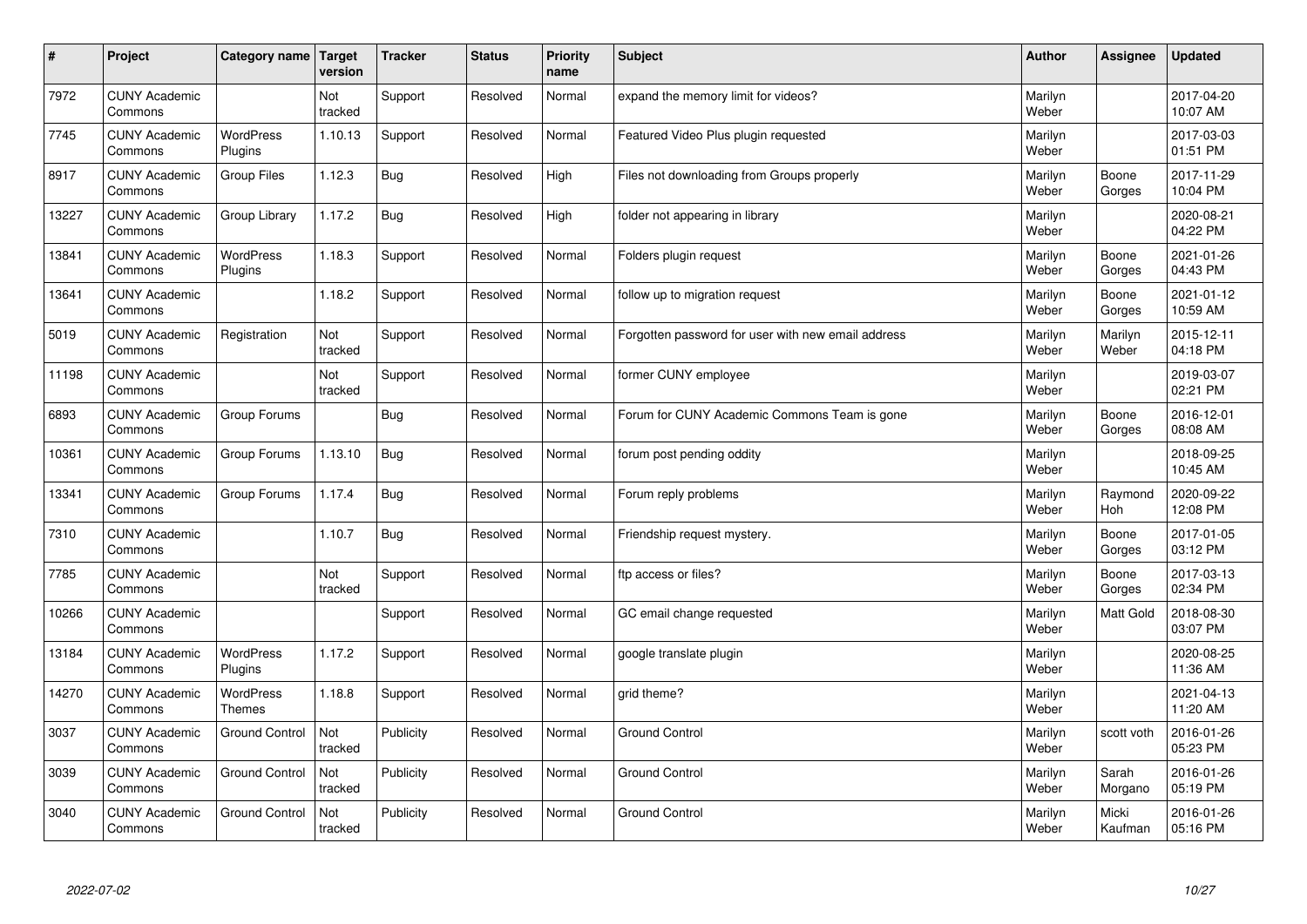| # | Project | Category name | Target version | Tracker | Status | Priority name | Subject | Author | Assignee | Updated |
|---|---|---|---|---|---|---|---|---|---|---|
| 7972 | CUNY Academic Commons | | Not tracked | Support | Resolved | Normal | expand the memory limit for videos? | Marilyn Weber | | 2017-04-20 10:07 AM |
| 7745 | CUNY Academic Commons | WordPress Plugins | 1.10.13 | Support | Resolved | Normal | Featured Video Plus plugin requested | Marilyn Weber | | 2017-03-03 01:51 PM |
| 8917 | CUNY Academic Commons | Group Files | 1.12.3 | Bug | Resolved | High | Files not downloading from Groups properly | Marilyn Weber | Boone Gorges | 2017-11-29 10:04 PM |
| 13227 | CUNY Academic Commons | Group Library | 1.17.2 | Bug | Resolved | High | folder not appearing in library | Marilyn Weber | | 2020-08-21 04:22 PM |
| 13841 | CUNY Academic Commons | WordPress Plugins | 1.18.3 | Support | Resolved | Normal | Folders plugin request | Marilyn Weber | Boone Gorges | 2021-01-26 04:43 PM |
| 13641 | CUNY Academic Commons | | 1.18.2 | Support | Resolved | Normal | follow up to migration request | Marilyn Weber | Boone Gorges | 2021-01-12 10:59 AM |
| 5019 | CUNY Academic Commons | Registration | Not tracked | Support | Resolved | Normal | Forgotten password for user with new email address | Marilyn Weber | Marilyn Weber | 2015-12-11 04:18 PM |
| 11198 | CUNY Academic Commons | | Not tracked | Support | Resolved | Normal | former CUNY employee | Marilyn Weber | | 2019-03-07 02:21 PM |
| 6893 | CUNY Academic Commons | Group Forums | | Bug | Resolved | Normal | Forum for CUNY Academic Commons Team is gone | Marilyn Weber | Boone Gorges | 2016-12-01 08:08 AM |
| 10361 | CUNY Academic Commons | Group Forums | 1.13.10 | Bug | Resolved | Normal | forum post pending oddity | Marilyn Weber | | 2018-09-25 10:45 AM |
| 13341 | CUNY Academic Commons | Group Forums | 1.17.4 | Bug | Resolved | Normal | Forum reply problems | Marilyn Weber | Raymond Hoh | 2020-09-22 12:08 PM |
| 7310 | CUNY Academic Commons | | 1.10.7 | Bug | Resolved | Normal | Friendship request mystery. | Marilyn Weber | Boone Gorges | 2017-01-05 03:12 PM |
| 7785 | CUNY Academic Commons | | Not tracked | Support | Resolved | Normal | ftp access or files? | Marilyn Weber | Boone Gorges | 2017-03-13 02:34 PM |
| 10266 | CUNY Academic Commons | | | Support | Resolved | Normal | GC email change requested | Marilyn Weber | Matt Gold | 2018-08-30 03:07 PM |
| 13184 | CUNY Academic Commons | WordPress Plugins | 1.17.2 | Support | Resolved | Normal | google translate plugin | Marilyn Weber | | 2020-08-25 11:36 AM |
| 14270 | CUNY Academic Commons | WordPress Themes | 1.18.8 | Support | Resolved | Normal | grid theme? | Marilyn Weber | | 2021-04-13 11:20 AM |
| 3037 | CUNY Academic Commons | Ground Control | Not tracked | Publicity | Resolved | Normal | Ground Control | Marilyn Weber | scott voth | 2016-01-26 05:23 PM |
| 3039 | CUNY Academic Commons | Ground Control | Not tracked | Publicity | Resolved | Normal | Ground Control | Marilyn Weber | Sarah Morgano | 2016-01-26 05:19 PM |
| 3040 | CUNY Academic Commons | Ground Control | Not tracked | Publicity | Resolved | Normal | Ground Control | Marilyn Weber | Micki Kaufman | 2016-01-26 05:16 PM |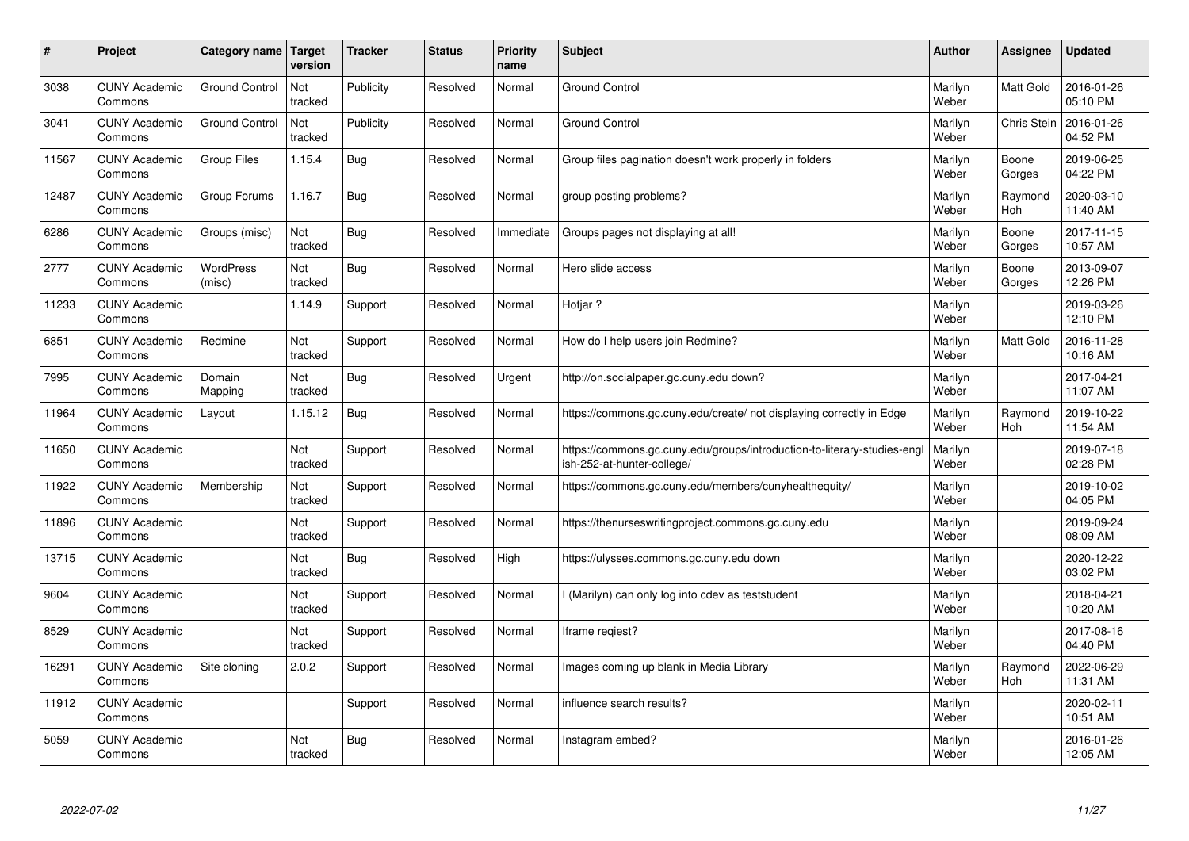| # | Project | Category name | Target version | Tracker | Status | Priority name | Subject | Author | Assignee | Updated |
|---|---|---|---|---|---|---|---|---|---|---|
| 3038 | CUNY Academic Commons | Ground Control | Not tracked | Publicity | Resolved | Normal | Ground Control | Marilyn Weber | Matt Gold | 2016-01-26 05:10 PM |
| 3041 | CUNY Academic Commons | Ground Control | Not tracked | Publicity | Resolved | Normal | Ground Control | Marilyn Weber | Chris Stein | 2016-01-26 04:52 PM |
| 11567 | CUNY Academic Commons | Group Files | 1.15.4 | Bug | Resolved | Normal | Group files pagination doesn't work properly in folders | Marilyn Weber | Boone Gorges | 2019-06-25 04:22 PM |
| 12487 | CUNY Academic Commons | Group Forums | 1.16.7 | Bug | Resolved | Normal | group posting problems? | Marilyn Weber | Raymond Hoh | 2020-03-10 11:40 AM |
| 6286 | CUNY Academic Commons | Groups (misc) | Not tracked | Bug | Resolved | Immediate | Groups pages not displaying at all! | Marilyn Weber | Boone Gorges | 2017-11-15 10:57 AM |
| 2777 | CUNY Academic Commons | WordPress (misc) | Not tracked | Bug | Resolved | Normal | Hero slide access | Marilyn Weber | Boone Gorges | 2013-09-07 12:26 PM |
| 11233 | CUNY Academic Commons | | 1.14.9 | Support | Resolved | Normal | Hotjar ? | Marilyn Weber | | 2019-03-26 12:10 PM |
| 6851 | CUNY Academic Commons | Redmine | Not tracked | Support | Resolved | Normal | How do I help users join Redmine? | Marilyn Weber | Matt Gold | 2016-11-28 10:16 AM |
| 7995 | CUNY Academic Commons | Domain Mapping | Not tracked | Bug | Resolved | Urgent | http://on.socialpaper.gc.cuny.edu down? | Marilyn Weber | | 2017-04-21 11:07 AM |
| 11964 | CUNY Academic Commons | Layout | 1.15.12 | Bug | Resolved | Normal | https://commons.gc.cuny.edu/create/ not displaying correctly in Edge | Marilyn Weber | Raymond Hoh | 2019-10-22 11:54 AM |
| 11650 | CUNY Academic Commons | | Not tracked | Support | Resolved | Normal | https://commons.gc.cuny.edu/groups/introduction-to-literary-studies-english-252-at-hunter-college/ | Marilyn Weber | | 2019-07-18 02:28 PM |
| 11922 | CUNY Academic Commons | Membership | Not tracked | Support | Resolved | Normal | https://commons.gc.cuny.edu/members/cunyhealthequity/ | Marilyn Weber | | 2019-10-02 04:05 PM |
| 11896 | CUNY Academic Commons | | Not tracked | Support | Resolved | Normal | https://thenurseswritingproject.commons.gc.cuny.edu | Marilyn Weber | | 2019-09-24 08:09 AM |
| 13715 | CUNY Academic Commons | | Not tracked | Bug | Resolved | High | https://ulysses.commons.gc.cuny.edu down | Marilyn Weber | | 2020-12-22 03:02 PM |
| 9604 | CUNY Academic Commons | | Not tracked | Support | Resolved | Normal | I (Marilyn) can only log into cdev as teststudent | Marilyn Weber | | 2018-04-21 10:20 AM |
| 8529 | CUNY Academic Commons | | Not tracked | Support | Resolved | Normal | Iframe reqiest? | Marilyn Weber | | 2017-08-16 04:40 PM |
| 16291 | CUNY Academic Commons | Site cloning | 2.0.2 | Support | Resolved | Normal | Images coming up blank in Media Library | Marilyn Weber | Raymond Hoh | 2022-06-29 11:31 AM |
| 11912 | CUNY Academic Commons | | | Support | Resolved | Normal | influence search results? | Marilyn Weber | | 2020-02-11 10:51 AM |
| 5059 | CUNY Academic Commons | | Not tracked | Bug | Resolved | Normal | Instagram embed? | Marilyn Weber | | 2016-01-26 12:05 AM |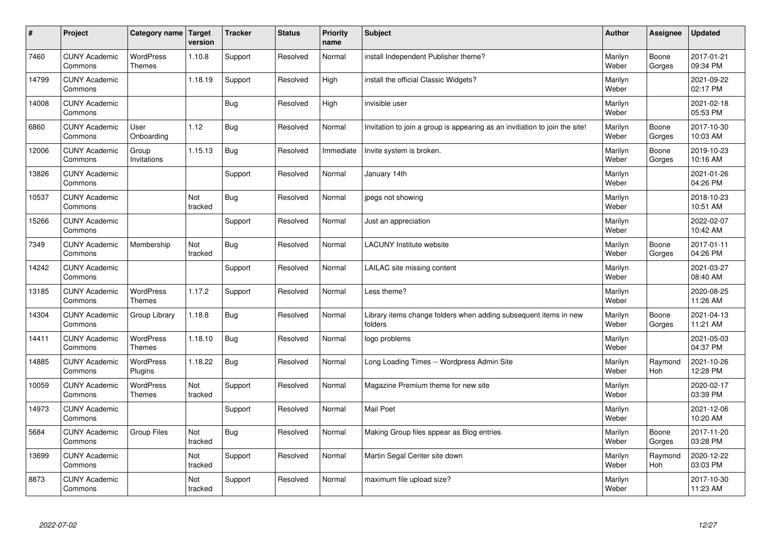| # | Project | Category name | Target version | Tracker | Status | Priority name | Subject | Author | Assignee | Updated |
|---|---|---|---|---|---|---|---|---|---|---|
| 7460 | CUNY Academic Commons | WordPress Themes | 1.10.8 | Support | Resolved | Normal | install Independent Publisher theme? | Marilyn Weber | Boone Gorges | 2017-01-21 09:34 PM |
| 14799 | CUNY Academic Commons | | 1.18.19 | Support | Resolved | High | install the official Classic Widgets? | Marilyn Weber | | 2021-09-22 02:17 PM |
| 14008 | CUNY Academic Commons | | | Bug | Resolved | High | invisible user | Marilyn Weber | | 2021-02-18 05:53 PM |
| 6860 | CUNY Academic Commons | User Onboarding | 1.12 | Bug | Resolved | Normal | Invitation to join a group is appearing as an invitiation to join the site! | Marilyn Weber | Boone Gorges | 2017-10-30 10:03 AM |
| 12006 | CUNY Academic Commons | Group Invitations | 1.15.13 | Bug | Resolved | Immediate | Invite system is broken. | Marilyn Weber | Boone Gorges | 2019-10-23 10:16 AM |
| 13826 | CUNY Academic Commons | | | Support | Resolved | Normal | January 14th | Marilyn Weber | | 2021-01-26 04:26 PM |
| 10537 | CUNY Academic Commons | | Not tracked | Bug | Resolved | Normal | jpegs not showing | Marilyn Weber | | 2018-10-23 10:51 AM |
| 15266 | CUNY Academic Commons | | | Support | Resolved | Normal | Just an appreciation | Marilyn Weber | | 2022-02-07 10:42 AM |
| 7349 | CUNY Academic Commons | Membership | Not tracked | Bug | Resolved | Normal | LACUNY Institute website | Marilyn Weber | Boone Gorges | 2017-01-11 04:26 PM |
| 14242 | CUNY Academic Commons | | | Support | Resolved | Normal | LAILAC site missing content | Marilyn Weber | | 2021-03-27 08:40 AM |
| 13185 | CUNY Academic Commons | WordPress Themes | 1.17.2 | Support | Resolved | Normal | Less theme? | Marilyn Weber | | 2020-08-25 11:26 AM |
| 14304 | CUNY Academic Commons | Group Library | 1.18.8 | Bug | Resolved | Normal | Library items change folders when adding subsequent items in new folders | Marilyn Weber | Boone Gorges | 2021-04-13 11:21 AM |
| 14411 | CUNY Academic Commons | WordPress Themes | 1.18.10 | Bug | Resolved | Normal | logo problems | Marilyn Weber | | 2021-05-03 04:37 PM |
| 14885 | CUNY Academic Commons | WordPress Plugins | 1.18.22 | Bug | Resolved | Normal | Long Loading Times -- Wordpress Admin Site | Marilyn Weber | Raymond Hoh | 2021-10-26 12:28 PM |
| 10059 | CUNY Academic Commons | WordPress Themes | Not tracked | Support | Resolved | Normal | Magazine Premium theme for new site | Marilyn Weber | | 2020-02-17 03:39 PM |
| 14973 | CUNY Academic Commons | | | Support | Resolved | Normal | Mail Poet | Marilyn Weber | | 2021-12-06 10:20 AM |
| 5684 | CUNY Academic Commons | Group Files | Not tracked | Bug | Resolved | Normal | Making Group files appear as Blog entries | Marilyn Weber | Boone Gorges | 2017-11-20 03:28 PM |
| 13699 | CUNY Academic Commons | | Not tracked | Support | Resolved | Normal | Martin Segal Center site down | Marilyn Weber | Raymond Hoh | 2020-12-22 03:03 PM |
| 8873 | CUNY Academic Commons | | Not tracked | Support | Resolved | Normal | maximum file upload size? | Marilyn Weber | | 2017-10-30 11:23 AM |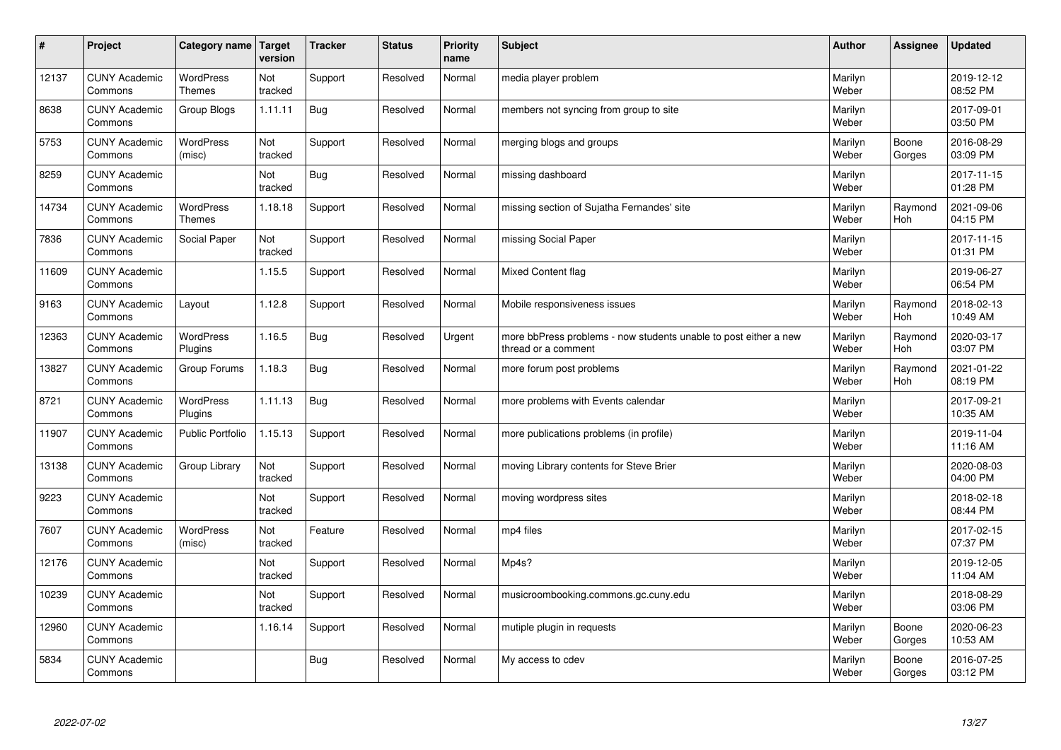| # | Project | Category name | Target version | Tracker | Status | Priority name | Subject | Author | Assignee | Updated |
|---|---|---|---|---|---|---|---|---|---|---|
| 12137 | CUNY Academic Commons | WordPress Themes | Not tracked | Support | Resolved | Normal | media player problem | Marilyn Weber | | 2019-12-12 08:52 PM |
| 8638 | CUNY Academic Commons | Group Blogs | 1.11.11 | Bug | Resolved | Normal | members not syncing from group to site | Marilyn Weber | | 2017-09-01 03:50 PM |
| 5753 | CUNY Academic Commons | WordPress (misc) | Not tracked | Support | Resolved | Normal | merging blogs and groups | Marilyn Weber | Boone Gorges | 2016-08-29 03:09 PM |
| 8259 | CUNY Academic Commons | | Not tracked | Bug | Resolved | Normal | missing dashboard | Marilyn Weber | | 2017-11-15 01:28 PM |
| 14734 | CUNY Academic Commons | WordPress Themes | 1.18.18 | Support | Resolved | Normal | missing section of Sujatha Fernandes' site | Marilyn Weber | Raymond Hoh | 2021-09-06 04:15 PM |
| 7836 | CUNY Academic Commons | Social Paper | Not tracked | Support | Resolved | Normal | missing Social Paper | Marilyn Weber | | 2017-11-15 01:31 PM |
| 11609 | CUNY Academic Commons | | 1.15.5 | Support | Resolved | Normal | Mixed Content flag | Marilyn Weber | | 2019-06-27 06:54 PM |
| 9163 | CUNY Academic Commons | Layout | 1.12.8 | Support | Resolved | Normal | Mobile responsiveness issues | Marilyn Weber | Raymond Hoh | 2018-02-13 10:49 AM |
| 12363 | CUNY Academic Commons | WordPress Plugins | 1.16.5 | Bug | Resolved | Urgent | more bbPress problems - now students unable to post either a new thread or a comment | Marilyn Weber | Raymond Hoh | 2020-03-17 03:07 PM |
| 13827 | CUNY Academic Commons | Group Forums | 1.18.3 | Bug | Resolved | Normal | more forum post problems | Marilyn Weber | Raymond Hoh | 2021-01-22 08:19 PM |
| 8721 | CUNY Academic Commons | WordPress Plugins | 1.11.13 | Bug | Resolved | Normal | more problems with Events calendar | Marilyn Weber | | 2017-09-21 10:35 AM |
| 11907 | CUNY Academic Commons | Public Portfolio | 1.15.13 | Support | Resolved | Normal | more publications problems (in profile) | Marilyn Weber | | 2019-11-04 11:16 AM |
| 13138 | CUNY Academic Commons | Group Library | Not tracked | Support | Resolved | Normal | moving Library contents for Steve Brier | Marilyn Weber | | 2020-08-03 04:00 PM |
| 9223 | CUNY Academic Commons | | Not tracked | Support | Resolved | Normal | moving wordpress sites | Marilyn Weber | | 2018-02-18 08:44 PM |
| 7607 | CUNY Academic Commons | WordPress (misc) | Not tracked | Feature | Resolved | Normal | mp4 files | Marilyn Weber | | 2017-02-15 07:37 PM |
| 12176 | CUNY Academic Commons | | Not tracked | Support | Resolved | Normal | Mp4s? | Marilyn Weber | | 2019-12-05 11:04 AM |
| 10239 | CUNY Academic Commons | | Not tracked | Support | Resolved | Normal | musicroombooking.commons.gc.cuny.edu | Marilyn Weber | | 2018-08-29 03:06 PM |
| 12960 | CUNY Academic Commons | | 1.16.14 | Support | Resolved | Normal | mutiple plugin in requests | Marilyn Weber | Boone Gorges | 2020-06-23 10:53 AM |
| 5834 | CUNY Academic Commons | | | Bug | Resolved | Normal | My access to cdev | Marilyn Weber | Boone Gorges | 2016-07-25 03:12 PM |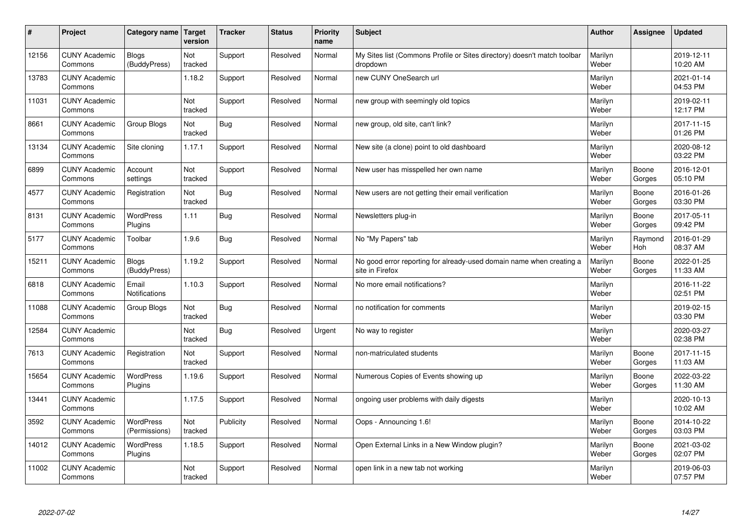| # | Project | Category name | Target version | Tracker | Status | Priority name | Subject | Author | Assignee | Updated |
|---|---|---|---|---|---|---|---|---|---|---|
| 12156 | CUNY Academic Commons | Blogs (BuddyPress) | Not tracked | Support | Resolved | Normal | My Sites list (Commons Profile or Sites directory) doesn't match toolbar dropdown | Marilyn Weber | | 2019-12-11 10:20 AM |
| 13783 | CUNY Academic Commons | | 1.18.2 | Support | Resolved | Normal | new CUNY OneSearch url | Marilyn Weber | | 2021-01-14 04:53 PM |
| 11031 | CUNY Academic Commons | | Not tracked | Support | Resolved | Normal | new group with seemingly old topics | Marilyn Weber | | 2019-02-11 12:17 PM |
| 8661 | CUNY Academic Commons | Group Blogs | Not tracked | Bug | Resolved | Normal | new group, old site, can't link? | Marilyn Weber | | 2017-11-15 01:26 PM |
| 13134 | CUNY Academic Commons | Site cloning | 1.17.1 | Support | Resolved | Normal | New site (a clone) point to old dashboard | Marilyn Weber | | 2020-08-12 03:22 PM |
| 6899 | CUNY Academic Commons | Account settings | Not tracked | Support | Resolved | Normal | New user has misspelled her own name | Marilyn Weber | Boone Gorges | 2016-12-01 05:10 PM |
| 4577 | CUNY Academic Commons | Registration | Not tracked | Bug | Resolved | Normal | New users are not getting their email verification | Marilyn Weber | Boone Gorges | 2016-01-26 03:30 PM |
| 8131 | CUNY Academic Commons | WordPress Plugins | 1.11 | Bug | Resolved | Normal | Newsletters plug-in | Marilyn Weber | Boone Gorges | 2017-05-11 09:42 PM |
| 5177 | CUNY Academic Commons | Toolbar | 1.9.6 | Bug | Resolved | Normal | No "My Papers" tab | Marilyn Weber | Raymond Hoh | 2016-01-29 08:37 AM |
| 15211 | CUNY Academic Commons | Blogs (BuddyPress) | 1.19.2 | Support | Resolved | Normal | No good error reporting for already-used domain name when creating a site in Firefox | Marilyn Weber | Boone Gorges | 2022-01-25 11:33 AM |
| 6818 | CUNY Academic Commons | Email Notifications | 1.10.3 | Support | Resolved | Normal | No more email notifications? | Marilyn Weber | | 2016-11-22 02:51 PM |
| 11088 | CUNY Academic Commons | Group Blogs | Not tracked | Bug | Resolved | Normal | no notification for comments | Marilyn Weber | | 2019-02-15 03:30 PM |
| 12584 | CUNY Academic Commons | | Not tracked | Bug | Resolved | Urgent | No way to register | Marilyn Weber | | 2020-03-27 02:38 PM |
| 7613 | CUNY Academic Commons | Registration | Not tracked | Support | Resolved | Normal | non-matriculated students | Marilyn Weber | Boone Gorges | 2017-11-15 11:03 AM |
| 15654 | CUNY Academic Commons | WordPress Plugins | 1.19.6 | Support | Resolved | Normal | Numerous Copies of Events showing up | Marilyn Weber | Boone Gorges | 2022-03-22 11:30 AM |
| 13441 | CUNY Academic Commons | | 1.17.5 | Support | Resolved | Normal | ongoing user problems with daily digests | Marilyn Weber | | 2020-10-13 10:02 AM |
| 3592 | CUNY Academic Commons | WordPress (Permissions) | Not tracked | Publicity | Resolved | Normal | Oops - Announcing 1.6! | Marilyn Weber | Boone Gorges | 2014-10-22 03:03 PM |
| 14012 | CUNY Academic Commons | WordPress Plugins | 1.18.5 | Support | Resolved | Normal | Open External Links in a New Window plugin? | Marilyn Weber | Boone Gorges | 2021-03-02 02:07 PM |
| 11002 | CUNY Academic Commons | | Not tracked | Support | Resolved | Normal | open link in a new tab not working | Marilyn Weber | | 2019-06-03 07:57 PM |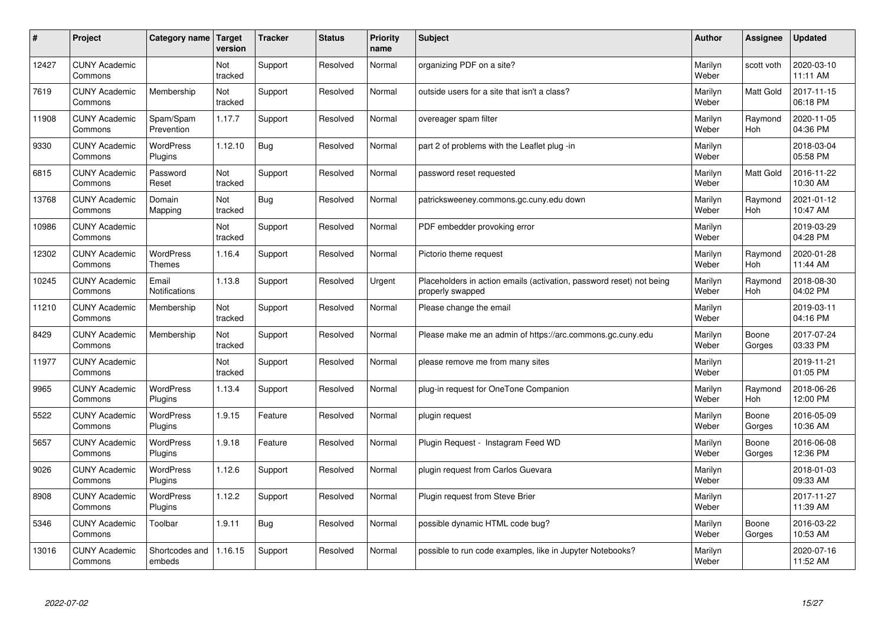| # | Project | Category name | Target version | Tracker | Status | Priority name | Subject | Author | Assignee | Updated |
|---|---|---|---|---|---|---|---|---|---|---|
| 12427 | CUNY Academic Commons | | Not tracked | Support | Resolved | Normal | organizing PDF on a site? | Marilyn Weber | scott voth | 2020-03-10 11:11 AM |
| 7619 | CUNY Academic Commons | Membership | Not tracked | Support | Resolved | Normal | outside users for a site that isn't a class? | Marilyn Weber | Matt Gold | 2017-11-15 06:18 PM |
| 11908 | CUNY Academic Commons | Spam/Spam Prevention | 1.17.7 | Support | Resolved | Normal | overeager spam filter | Marilyn Weber | Raymond Hoh | 2020-11-05 04:36 PM |
| 9330 | CUNY Academic Commons | WordPress Plugins | 1.12.10 | Bug | Resolved | Normal | part 2 of problems with the Leaflet plug -in | Marilyn Weber | | 2018-03-04 05:58 PM |
| 6815 | CUNY Academic Commons | Password Reset | Not tracked | Support | Resolved | Normal | password reset requested | Marilyn Weber | Matt Gold | 2016-11-22 10:30 AM |
| 13768 | CUNY Academic Commons | Domain Mapping | Not tracked | Bug | Resolved | Normal | patricksweeney.commons.gc.cuny.edu down | Marilyn Weber | Raymond Hoh | 2021-01-12 10:47 AM |
| 10986 | CUNY Academic Commons | | Not tracked | Support | Resolved | Normal | PDF embedder provoking error | Marilyn Weber | | 2019-03-29 04:28 PM |
| 12302 | CUNY Academic Commons | WordPress Themes | 1.16.4 | Support | Resolved | Normal | Pictorio theme request | Marilyn Weber | Raymond Hoh | 2020-01-28 11:44 AM |
| 10245 | CUNY Academic Commons | Email Notifications | 1.13.8 | Support | Resolved | Urgent | Placeholders in action emails (activation, password reset) not being properly swapped | Marilyn Weber | Raymond Hoh | 2018-08-30 04:02 PM |
| 11210 | CUNY Academic Commons | Membership | Not tracked | Support | Resolved | Normal | Please change the email | Marilyn Weber | | 2019-03-11 04:16 PM |
| 8429 | CUNY Academic Commons | Membership | Not tracked | Support | Resolved | Normal | Please make me an admin of https://arc.commons.gc.cuny.edu | Marilyn Weber | Boone Gorges | 2017-07-24 03:33 PM |
| 11977 | CUNY Academic Commons | | Not tracked | Support | Resolved | Normal | please remove me from many sites | Marilyn Weber | | 2019-11-21 01:05 PM |
| 9965 | CUNY Academic Commons | WordPress Plugins | 1.13.4 | Support | Resolved | Normal | plug-in request for OneTone Companion | Marilyn Weber | Raymond Hoh | 2018-06-26 12:00 PM |
| 5522 | CUNY Academic Commons | WordPress Plugins | 1.9.15 | Feature | Resolved | Normal | plugin request | Marilyn Weber | Boone Gorges | 2016-05-09 10:36 AM |
| 5657 | CUNY Academic Commons | WordPress Plugins | 1.9.18 | Feature | Resolved | Normal | Plugin Request - Instagram Feed WD | Marilyn Weber | Boone Gorges | 2016-06-08 12:36 PM |
| 9026 | CUNY Academic Commons | WordPress Plugins | 1.12.6 | Support | Resolved | Normal | plugin request from Carlos Guevara | Marilyn Weber | | 2018-01-03 09:33 AM |
| 8908 | CUNY Academic Commons | WordPress Plugins | 1.12.2 | Support | Resolved | Normal | Plugin request from Steve Brier | Marilyn Weber | | 2017-11-27 11:39 AM |
| 5346 | CUNY Academic Commons | Toolbar | 1.9.11 | Bug | Resolved | Normal | possible dynamic HTML code bug? | Marilyn Weber | Boone Gorges | 2016-03-22 10:53 AM |
| 13016 | CUNY Academic Commons | Shortcodes and embeds | 1.16.15 | Support | Resolved | Normal | possible to run code examples, like in Jupyter Notebooks? | Marilyn Weber | | 2020-07-16 11:52 AM |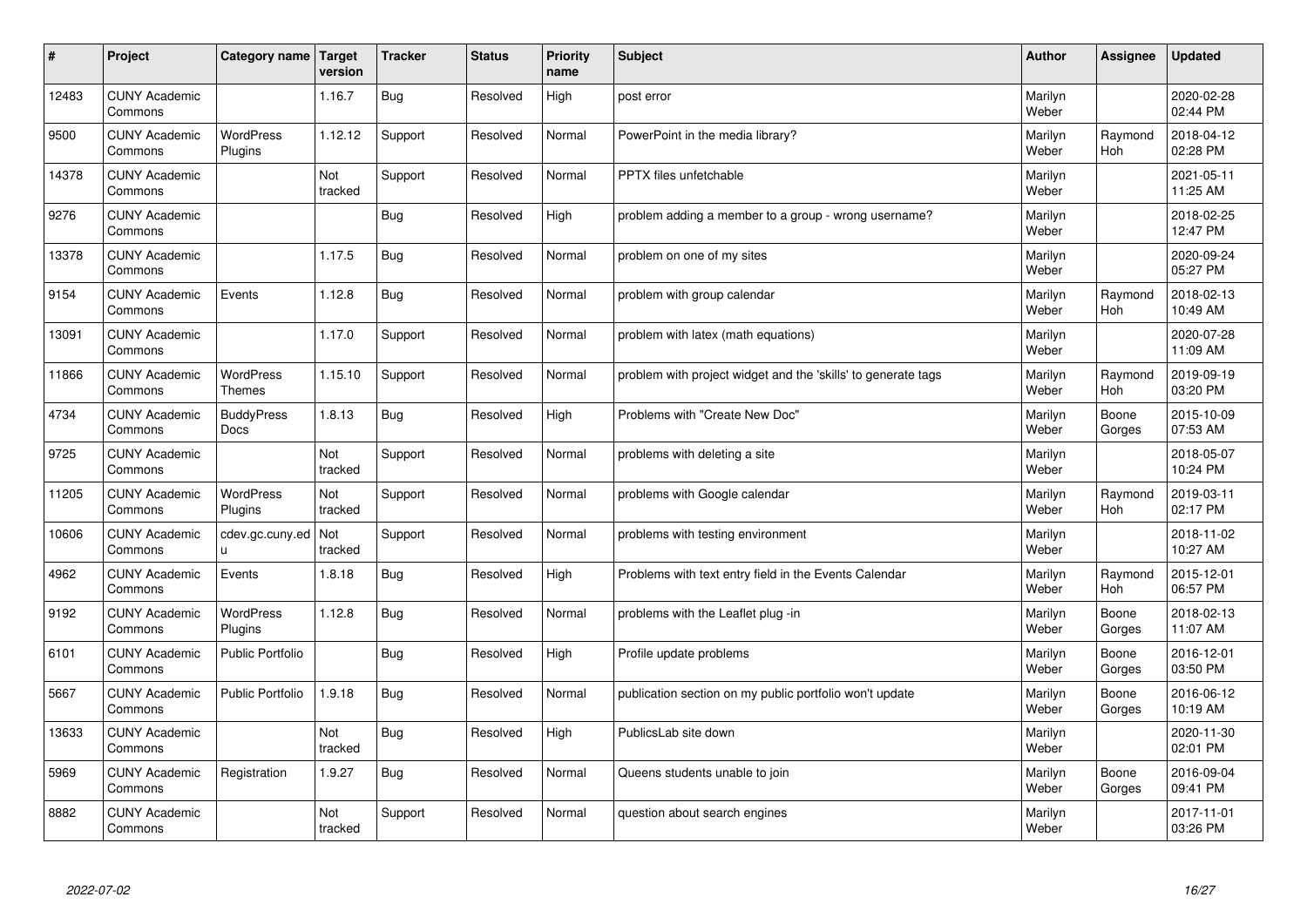| # | Project | Category name | Target version | Tracker | Status | Priority name | Subject | Author | Assignee | Updated |
|---|---|---|---|---|---|---|---|---|---|---|
| 12483 | CUNY Academic Commons | | 1.16.7 | Bug | Resolved | High | post error | Marilyn Weber | | 2020-02-28 02:44 PM |
| 9500 | CUNY Academic Commons | WordPress Plugins | 1.12.12 | Support | Resolved | Normal | PowerPoint in the media library? | Marilyn Weber | Raymond Hoh | 2018-04-12 02:28 PM |
| 14378 | CUNY Academic Commons | | Not tracked | Support | Resolved | Normal | PPTX files unfetchable | Marilyn Weber | | 2021-05-11 11:25 AM |
| 9276 | CUNY Academic Commons | | | Bug | Resolved | High | problem adding a member to a group - wrong username? | Marilyn Weber | | 2018-02-25 12:47 PM |
| 13378 | CUNY Academic Commons | | 1.17.5 | Bug | Resolved | Normal | problem on one of my sites | Marilyn Weber | | 2020-09-24 05:27 PM |
| 9154 | CUNY Academic Commons | Events | 1.12.8 | Bug | Resolved | Normal | problem with group calendar | Marilyn Weber | Raymond Hoh | 2018-02-13 10:49 AM |
| 13091 | CUNY Academic Commons | | 1.17.0 | Support | Resolved | Normal | problem with latex (math equations) | Marilyn Weber | | 2020-07-28 11:09 AM |
| 11866 | CUNY Academic Commons | WordPress Themes | 1.15.10 | Support | Resolved | Normal | problem with project widget and the 'skills' to generate tags | Marilyn Weber | Raymond Hoh | 2019-09-19 03:20 PM |
| 4734 | CUNY Academic Commons | BuddyPress Docs | 1.8.13 | Bug | Resolved | High | Problems with "Create New Doc" | Marilyn Weber | Boone Gorges | 2015-10-09 07:53 AM |
| 9725 | CUNY Academic Commons | | Not tracked | Support | Resolved | Normal | problems with deleting a site | Marilyn Weber | | 2018-05-07 10:24 PM |
| 11205 | CUNY Academic Commons | WordPress Plugins | Not tracked | Support | Resolved | Normal | problems with Google calendar | Marilyn Weber | Raymond Hoh | 2019-03-11 02:17 PM |
| 10606 | CUNY Academic Commons | cdev.gc.cuny.edu | Not tracked | Support | Resolved | Normal | problems with testing environment | Marilyn Weber | | 2018-11-02 10:27 AM |
| 4962 | CUNY Academic Commons | Events | 1.8.18 | Bug | Resolved | High | Problems with text entry field in the Events Calendar | Marilyn Weber | Raymond Hoh | 2015-12-01 06:57 PM |
| 9192 | CUNY Academic Commons | WordPress Plugins | 1.12.8 | Bug | Resolved | Normal | problems with the Leaflet plug -in | Marilyn Weber | Boone Gorges | 2018-02-13 11:07 AM |
| 6101 | CUNY Academic Commons | Public Portfolio | | Bug | Resolved | High | Profile update problems | Marilyn Weber | Boone Gorges | 2016-12-01 03:50 PM |
| 5667 | CUNY Academic Commons | Public Portfolio | 1.9.18 | Bug | Resolved | Normal | publication section on my public portfolio won't update | Marilyn Weber | Boone Gorges | 2016-06-12 10:19 AM |
| 13633 | CUNY Academic Commons | | Not tracked | Bug | Resolved | High | PublicsLab site down | Marilyn Weber | | 2020-11-30 02:01 PM |
| 5969 | CUNY Academic Commons | Registration | 1.9.27 | Bug | Resolved | Normal | Queens students unable to join | Marilyn Weber | Boone Gorges | 2016-09-04 09:41 PM |
| 8882 | CUNY Academic Commons | | Not tracked | Support | Resolved | Normal | question about search engines | Marilyn Weber | | 2017-11-01 03:26 PM |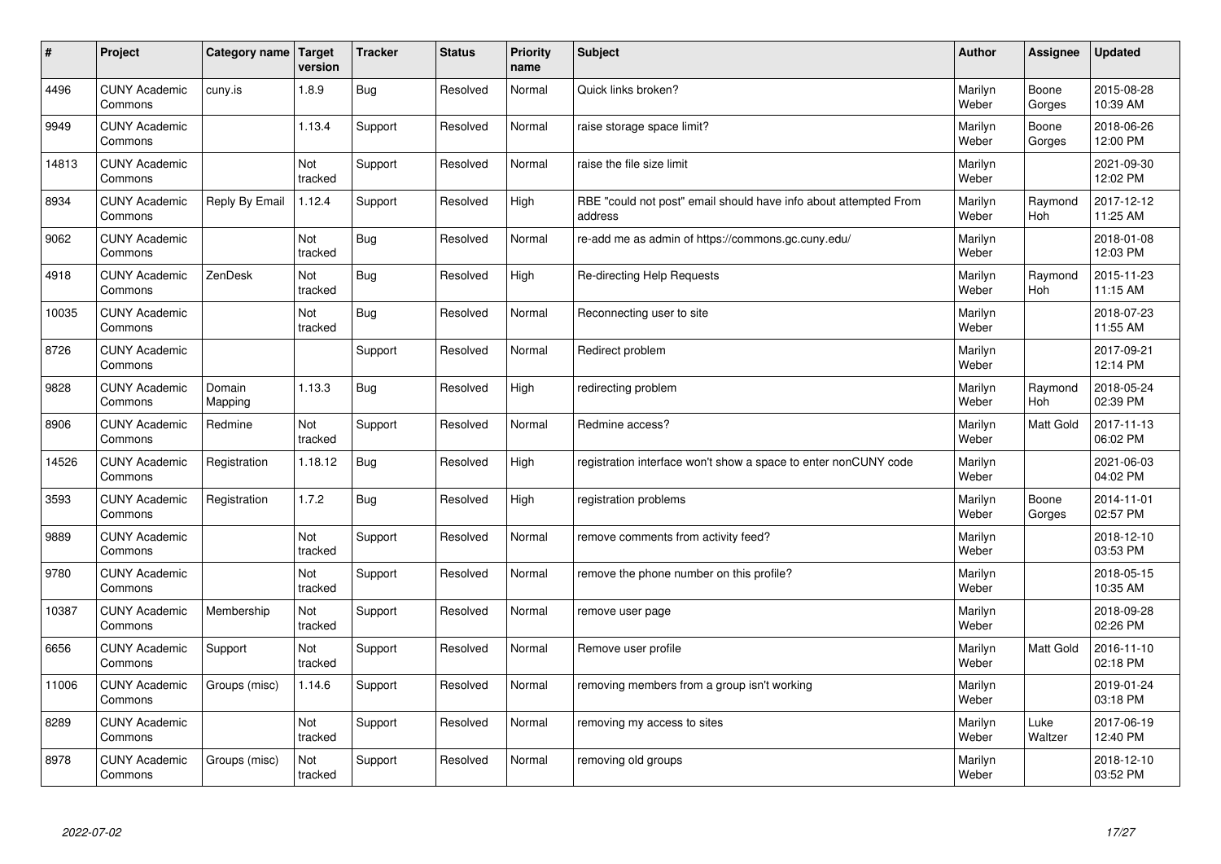| # | Project | Category name | Target version | Tracker | Status | Priority name | Subject | Author | Assignee | Updated |
|---|---|---|---|---|---|---|---|---|---|---|
| 4496 | CUNY Academic Commons | cuny.is | 1.8.9 | Bug | Resolved | Normal | Quick links broken? | Marilyn Weber | Boone Gorges | 2015-08-28 10:39 AM |
| 9949 | CUNY Academic Commons | | 1.13.4 | Support | Resolved | Normal | raise storage space limit? | Marilyn Weber | Boone Gorges | 2018-06-26 12:00 PM |
| 14813 | CUNY Academic Commons | | Not tracked | Support | Resolved | Normal | raise the file size limit | Marilyn Weber | | 2021-09-30 12:02 PM |
| 8934 | CUNY Academic Commons | Reply By Email | 1.12.4 | Support | Resolved | High | RBE "could not post" email should have info about attempted From address | Marilyn Weber | Raymond Hoh | 2017-12-12 11:25 AM |
| 9062 | CUNY Academic Commons | | Not tracked | Bug | Resolved | Normal | re-add me as admin of https://commons.gc.cuny.edu/ | Marilyn Weber | | 2018-01-08 12:03 PM |
| 4918 | CUNY Academic Commons | ZenDesk | Not tracked | Bug | Resolved | High | Re-directing Help Requests | Marilyn Weber | Raymond Hoh | 2015-11-23 11:15 AM |
| 10035 | CUNY Academic Commons | | Not tracked | Bug | Resolved | Normal | Reconnecting user to site | Marilyn Weber | | 2018-07-23 11:55 AM |
| 8726 | CUNY Academic Commons | | | Support | Resolved | Normal | Redirect problem | Marilyn Weber | | 2017-09-21 12:14 PM |
| 9828 | CUNY Academic Commons | Domain Mapping | 1.13.3 | Bug | Resolved | High | redirecting problem | Marilyn Weber | Raymond Hoh | 2018-05-24 02:39 PM |
| 8906 | CUNY Academic Commons | Redmine | Not tracked | Support | Resolved | Normal | Redmine access? | Marilyn Weber | Matt Gold | 2017-11-13 06:02 PM |
| 14526 | CUNY Academic Commons | Registration | 1.18.12 | Bug | Resolved | High | registration interface won't show a space to enter nonCUNY code | Marilyn Weber | | 2021-06-03 04:02 PM |
| 3593 | CUNY Academic Commons | Registration | 1.7.2 | Bug | Resolved | High | registration problems | Marilyn Weber | Boone Gorges | 2014-11-01 02:57 PM |
| 9889 | CUNY Academic Commons | | Not tracked | Support | Resolved | Normal | remove comments from activity feed? | Marilyn Weber | | 2018-12-10 03:53 PM |
| 9780 | CUNY Academic Commons | | Not tracked | Support | Resolved | Normal | remove the phone number on this profile? | Marilyn Weber | | 2018-05-15 10:35 AM |
| 10387 | CUNY Academic Commons | Membership | Not tracked | Support | Resolved | Normal | remove user page | Marilyn Weber | | 2018-09-28 02:26 PM |
| 6656 | CUNY Academic Commons | Support | Not tracked | Support | Resolved | Normal | Remove user profile | Marilyn Weber | Matt Gold | 2016-11-10 02:18 PM |
| 11006 | CUNY Academic Commons | Groups (misc) | 1.14.6 | Support | Resolved | Normal | removing members from a group isn't working | Marilyn Weber | | 2019-01-24 03:18 PM |
| 8289 | CUNY Academic Commons | | Not tracked | Support | Resolved | Normal | removing my access to sites | Marilyn Weber | Luke Waltzer | 2017-06-19 12:40 PM |
| 8978 | CUNY Academic Commons | Groups (misc) | Not tracked | Support | Resolved | Normal | removing old groups | Marilyn Weber | | 2018-12-10 03:52 PM |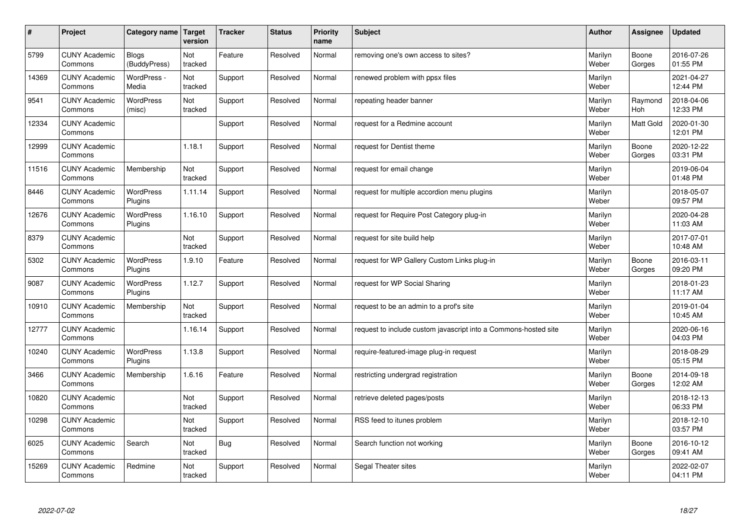| # | Project | Category name | Target version | Tracker | Status | Priority name | Subject | Author | Assignee | Updated |
|---|---|---|---|---|---|---|---|---|---|---|
| 5799 | CUNY Academic Commons | Blogs (BuddyPress) | Not tracked | Feature | Resolved | Normal | removing one's own access to sites? | Marilyn Weber | Boone Gorges | 2016-07-26 01:55 PM |
| 14369 | CUNY Academic Commons | WordPress - Media | Not tracked | Support | Resolved | Normal | renewed problem with ppsx files | Marilyn Weber | | 2021-04-27 12:44 PM |
| 9541 | CUNY Academic Commons | WordPress (misc) | Not tracked | Support | Resolved | Normal | repeating header banner | Marilyn Weber | Raymond Hoh | 2018-04-06 12:33 PM |
| 12334 | CUNY Academic Commons | | | Support | Resolved | Normal | request for a Redmine account | Marilyn Weber | Matt Gold | 2020-01-30 12:01 PM |
| 12999 | CUNY Academic Commons | | 1.18.1 | Support | Resolved | Normal | request for Dentist theme | Marilyn Weber | Boone Gorges | 2020-12-22 03:31 PM |
| 11516 | CUNY Academic Commons | Membership | Not tracked | Support | Resolved | Normal | request for email change | Marilyn Weber | | 2019-06-04 01:48 PM |
| 8446 | CUNY Academic Commons | WordPress Plugins | 1.11.14 | Support | Resolved | Normal | request for multiple accordion menu plugins | Marilyn Weber | | 2018-05-07 09:57 PM |
| 12676 | CUNY Academic Commons | WordPress Plugins | 1.16.10 | Support | Resolved | Normal | request for Require Post Category plug-in | Marilyn Weber | | 2020-04-28 11:03 AM |
| 8379 | CUNY Academic Commons | | Not tracked | Support | Resolved | Normal | request for site build help | Marilyn Weber | | 2017-07-01 10:48 AM |
| 5302 | CUNY Academic Commons | WordPress Plugins | 1.9.10 | Feature | Resolved | Normal | request for WP Gallery Custom Links plug-in | Marilyn Weber | Boone Gorges | 2016-03-11 09:20 PM |
| 9087 | CUNY Academic Commons | WordPress Plugins | 1.12.7 | Support | Resolved | Normal | request for WP Social Sharing | Marilyn Weber | | 2018-01-23 11:17 AM |
| 10910 | CUNY Academic Commons | Membership | Not tracked | Support | Resolved | Normal | request to be an admin to a prof's site | Marilyn Weber | | 2019-01-04 10:45 AM |
| 12777 | CUNY Academic Commons | | 1.16.14 | Support | Resolved | Normal | request to include custom javascript into a Commons-hosted site | Marilyn Weber | | 2020-06-16 04:03 PM |
| 10240 | CUNY Academic Commons | WordPress Plugins | 1.13.8 | Support | Resolved | Normal | require-featured-image plug-in request | Marilyn Weber | | 2018-08-29 05:15 PM |
| 3466 | CUNY Academic Commons | Membership | 1.6.16 | Feature | Resolved | Normal | restricting undergrad registration | Marilyn Weber | Boone Gorges | 2014-09-18 12:02 AM |
| 10820 | CUNY Academic Commons | | Not tracked | Support | Resolved | Normal | retrieve deleted pages/posts | Marilyn Weber | | 2018-12-13 06:33 PM |
| 10298 | CUNY Academic Commons | | Not tracked | Support | Resolved | Normal | RSS feed to itunes problem | Marilyn Weber | | 2018-12-10 03:57 PM |
| 6025 | CUNY Academic Commons | Search | Not tracked | Bug | Resolved | Normal | Search function not working | Marilyn Weber | Boone Gorges | 2016-10-12 09:41 AM |
| 15269 | CUNY Academic Commons | Redmine | Not tracked | Support | Resolved | Normal | Segal Theater sites | Marilyn Weber | | 2022-02-07 04:11 PM |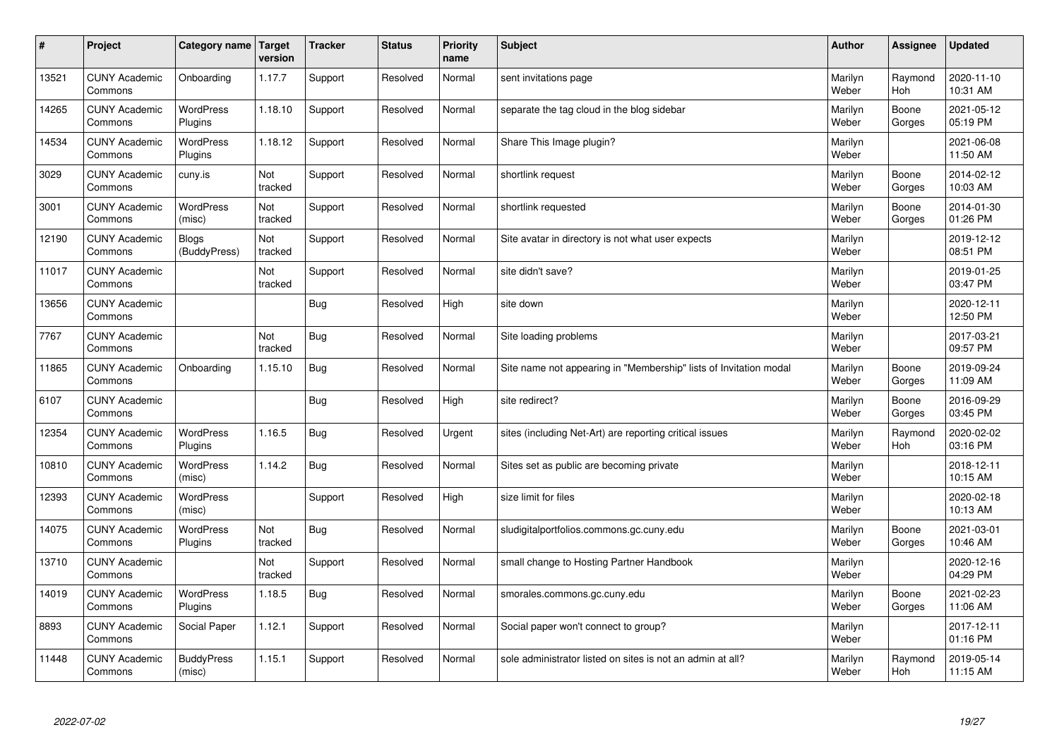| # | Project | Category name | Target version | Tracker | Status | Priority name | Subject | Author | Assignee | Updated |
|---|---|---|---|---|---|---|---|---|---|---|
| 13521 | CUNY Academic Commons | Onboarding | 1.17.7 | Support | Resolved | Normal | sent invitations page | Marilyn Weber | Raymond Hoh | 2020-11-10 10:31 AM |
| 14265 | CUNY Academic Commons | WordPress Plugins | 1.18.10 | Support | Resolved | Normal | separate the tag cloud in the blog sidebar | Marilyn Weber | Boone Gorges | 2021-05-12 05:19 PM |
| 14534 | CUNY Academic Commons | WordPress Plugins | 1.18.12 | Support | Resolved | Normal | Share This Image plugin? | Marilyn Weber | | 2021-06-08 11:50 AM |
| 3029 | CUNY Academic Commons | cuny.is | Not tracked | Support | Resolved | Normal | shortlink request | Marilyn Weber | Boone Gorges | 2014-02-12 10:03 AM |
| 3001 | CUNY Academic Commons | WordPress (misc) | Not tracked | Support | Resolved | Normal | shortlink requested | Marilyn Weber | Boone Gorges | 2014-01-30 01:26 PM |
| 12190 | CUNY Academic Commons | Blogs (BuddyPress) | Not tracked | Support | Resolved | Normal | Site avatar in directory is not what user expects | Marilyn Weber | | 2019-12-12 08:51 PM |
| 11017 | CUNY Academic Commons | | Not tracked | Support | Resolved | Normal | site didn't save? | Marilyn Weber | | 2019-01-25 03:47 PM |
| 13656 | CUNY Academic Commons | | | Bug | Resolved | High | site down | Marilyn Weber | | 2020-12-11 12:50 PM |
| 7767 | CUNY Academic Commons | | Not tracked | Bug | Resolved | Normal | Site loading problems | Marilyn Weber | | 2017-03-21 09:57 PM |
| 11865 | CUNY Academic Commons | Onboarding | 1.15.10 | Bug | Resolved | Normal | Site name not appearing in "Membership" lists of Invitation modal | Marilyn Weber | Boone Gorges | 2019-09-24 11:09 AM |
| 6107 | CUNY Academic Commons | | | Bug | Resolved | High | site redirect? | Marilyn Weber | Boone Gorges | 2016-09-29 03:45 PM |
| 12354 | CUNY Academic Commons | WordPress Plugins | 1.16.5 | Bug | Resolved | Urgent | sites (including Net-Art) are reporting critical issues | Marilyn Weber | Raymond Hoh | 2020-02-02 03:16 PM |
| 10810 | CUNY Academic Commons | WordPress (misc) | 1.14.2 | Bug | Resolved | Normal | Sites set as public are becoming private | Marilyn Weber | | 2018-12-11 10:15 AM |
| 12393 | CUNY Academic Commons | WordPress (misc) | | Support | Resolved | High | size limit for files | Marilyn Weber | | 2020-02-18 10:13 AM |
| 14075 | CUNY Academic Commons | WordPress Plugins | Not tracked | Bug | Resolved | Normal | sludigitalportfolios.commons.gc.cuny.edu | Marilyn Weber | Boone Gorges | 2021-03-01 10:46 AM |
| 13710 | CUNY Academic Commons | | Not tracked | Support | Resolved | Normal | small change to Hosting Partner Handbook | Marilyn Weber | | 2020-12-16 04:29 PM |
| 14019 | CUNY Academic Commons | WordPress Plugins | 1.18.5 | Bug | Resolved | Normal | smorales.commons.gc.cuny.edu | Marilyn Weber | Boone Gorges | 2021-02-23 11:06 AM |
| 8893 | CUNY Academic Commons | Social Paper | 1.12.1 | Support | Resolved | Normal | Social paper won't connect to group? | Marilyn Weber | | 2017-12-11 01:16 PM |
| 11448 | CUNY Academic Commons | BuddyPress (misc) | 1.15.1 | Support | Resolved | Normal | sole administrator listed on sites is not an admin at all? | Marilyn Weber | Raymond Hoh | 2019-05-14 11:15 AM |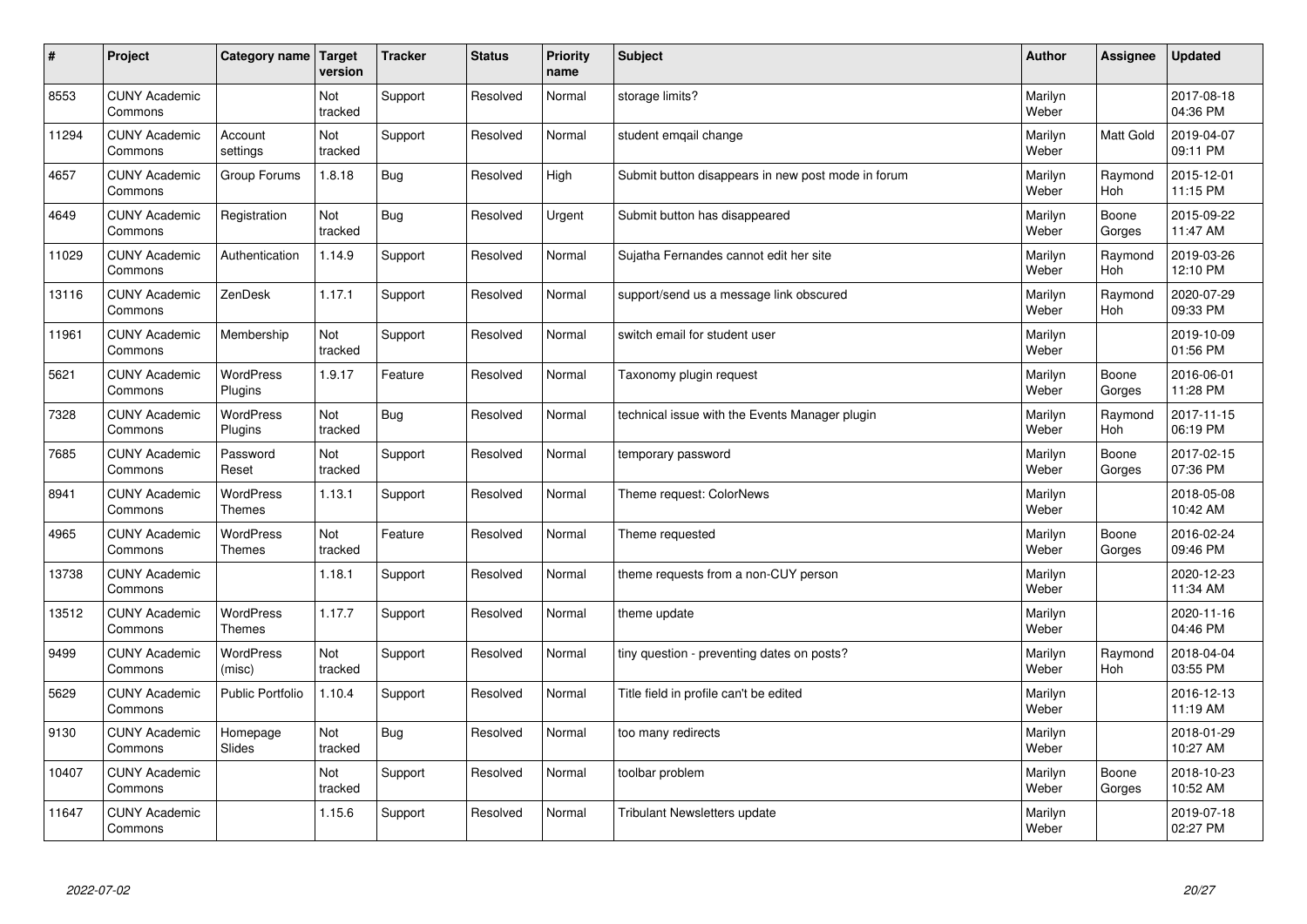| # | Project | Category name | Target version | Tracker | Status | Priority name | Subject | Author | Assignee | Updated |
|---|---|---|---|---|---|---|---|---|---|---|
| 8553 | CUNY Academic Commons | | Not tracked | Support | Resolved | Normal | storage limits? | Marilyn Weber | | 2017-08-18 04:36 PM |
| 11294 | CUNY Academic Commons | Account settings | Not tracked | Support | Resolved | Normal | student emqail change | Marilyn Weber | Matt Gold | 2019-04-07 09:11 PM |
| 4657 | CUNY Academic Commons | Group Forums | 1.8.18 | Bug | Resolved | High | Submit button disappears in new post mode in forum | Marilyn Weber | Raymond Hoh | 2015-12-01 11:15 PM |
| 4649 | CUNY Academic Commons | Registration | Not tracked | Bug | Resolved | Urgent | Submit button has disappeared | Marilyn Weber | Boone Gorges | 2015-09-22 11:47 AM |
| 11029 | CUNY Academic Commons | Authentication | 1.14.9 | Support | Resolved | Normal | Sujatha Fernandes cannot edit her site | Marilyn Weber | Raymond Hoh | 2019-03-26 12:10 PM |
| 13116 | CUNY Academic Commons | ZenDesk | 1.17.1 | Support | Resolved | Normal | support/send us a message link obscured | Marilyn Weber | Raymond Hoh | 2020-07-29 09:33 PM |
| 11961 | CUNY Academic Commons | Membership | Not tracked | Support | Resolved | Normal | switch email for student user | Marilyn Weber | | 2019-10-09 01:56 PM |
| 5621 | CUNY Academic Commons | WordPress Plugins | 1.9.17 | Feature | Resolved | Normal | Taxonomy plugin request | Marilyn Weber | Boone Gorges | 2016-06-01 11:28 PM |
| 7328 | CUNY Academic Commons | WordPress Plugins | Not tracked | Bug | Resolved | Normal | technical issue with the Events Manager plugin | Marilyn Weber | Raymond Hoh | 2017-11-15 06:19 PM |
| 7685 | CUNY Academic Commons | Password Reset | Not tracked | Support | Resolved | Normal | temporary password | Marilyn Weber | Boone Gorges | 2017-02-15 07:36 PM |
| 8941 | CUNY Academic Commons | WordPress Themes | 1.13.1 | Support | Resolved | Normal | Theme request: ColorNews | Marilyn Weber | | 2018-05-08 10:42 AM |
| 4965 | CUNY Academic Commons | WordPress Themes | Not tracked | Feature | Resolved | Normal | Theme requested | Marilyn Weber | Boone Gorges | 2016-02-24 09:46 PM |
| 13738 | CUNY Academic Commons | | 1.18.1 | Support | Resolved | Normal | theme requests from a non-CUY person | Marilyn Weber | | 2020-12-23 11:34 AM |
| 13512 | CUNY Academic Commons | WordPress Themes | 1.17.7 | Support | Resolved | Normal | theme update | Marilyn Weber | | 2020-11-16 04:46 PM |
| 9499 | CUNY Academic Commons | WordPress (misc) | Not tracked | Support | Resolved | Normal | tiny question - preventing dates on posts? | Marilyn Weber | Raymond Hoh | 2018-04-04 03:55 PM |
| 5629 | CUNY Academic Commons | Public Portfolio | 1.10.4 | Support | Resolved | Normal | Title field in profile can't be edited | Marilyn Weber | | 2016-12-13 11:19 AM |
| 9130 | CUNY Academic Commons | Homepage Slides | Not tracked | Bug | Resolved | Normal | too many redirects | Marilyn Weber | | 2018-01-29 10:27 AM |
| 10407 | CUNY Academic Commons | | Not tracked | Support | Resolved | Normal | toolbar problem | Marilyn Weber | Boone Gorges | 2018-10-23 10:52 AM |
| 11647 | CUNY Academic Commons | | 1.15.6 | Support | Resolved | Normal | Tribulant Newsletters update | Marilyn Weber | | 2019-07-18 02:27 PM |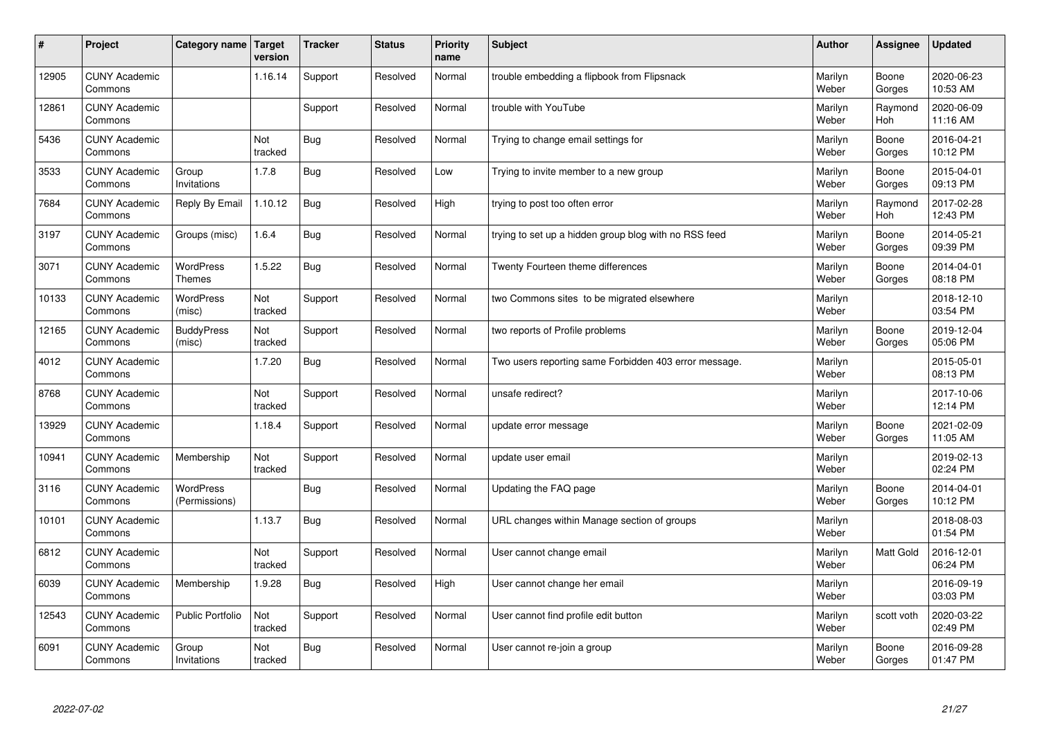| # | Project | Category name | Target version | Tracker | Status | Priority name | Subject | Author | Assignee | Updated |
|---|---|---|---|---|---|---|---|---|---|---|
| 12905 | CUNY Academic Commons | | 1.16.14 | Support | Resolved | Normal | trouble embedding a flipbook from Flipsnack | Marilyn Weber | Boone Gorges | 2020-06-23 10:53 AM |
| 12861 | CUNY Academic Commons | | | Support | Resolved | Normal | trouble with YouTube | Marilyn Weber | Raymond Hoh | 2020-06-09 11:16 AM |
| 5436 | CUNY Academic Commons | | Not tracked | Bug | Resolved | Normal | Trying to change email settings for | Marilyn Weber | Boone Gorges | 2016-04-21 10:12 PM |
| 3533 | CUNY Academic Commons | Group Invitations | 1.7.8 | Bug | Resolved | Low | Trying to invite member to a new group | Marilyn Weber | Boone Gorges | 2015-04-01 09:13 PM |
| 7684 | CUNY Academic Commons | Reply By Email | 1.10.12 | Bug | Resolved | High | trying to post too often error | Marilyn Weber | Raymond Hoh | 2017-02-28 12:43 PM |
| 3197 | CUNY Academic Commons | Groups (misc) | 1.6.4 | Bug | Resolved | Normal | trying to set up a hidden group blog with no RSS feed | Marilyn Weber | Boone Gorges | 2014-05-21 09:39 PM |
| 3071 | CUNY Academic Commons | WordPress Themes | 1.5.22 | Bug | Resolved | Normal | Twenty Fourteen theme differences | Marilyn Weber | Boone Gorges | 2014-04-01 08:18 PM |
| 10133 | CUNY Academic Commons | WordPress (misc) | Not tracked | Support | Resolved | Normal | two Commons sites to be migrated elsewhere | Marilyn Weber | | 2018-12-10 03:54 PM |
| 12165 | CUNY Academic Commons | BuddyPress (misc) | Not tracked | Support | Resolved | Normal | two reports of Profile problems | Marilyn Weber | Boone Gorges | 2019-12-04 05:06 PM |
| 4012 | CUNY Academic Commons | | 1.7.20 | Bug | Resolved | Normal | Two users reporting same Forbidden 403 error message. | Marilyn Weber | | 2015-05-01 08:13 PM |
| 8768 | CUNY Academic Commons | | Not tracked | Support | Resolved | Normal | unsafe redirect? | Marilyn Weber | | 2017-10-06 12:14 PM |
| 13929 | CUNY Academic Commons | | 1.18.4 | Support | Resolved | Normal | update error message | Marilyn Weber | Boone Gorges | 2021-02-09 11:05 AM |
| 10941 | CUNY Academic Commons | Membership | Not tracked | Support | Resolved | Normal | update user email | Marilyn Weber | | 2019-02-13 02:24 PM |
| 3116 | CUNY Academic Commons | WordPress (Permissions) | | Bug | Resolved | Normal | Updating the FAQ page | Marilyn Weber | Boone Gorges | 2014-04-01 10:12 PM |
| 10101 | CUNY Academic Commons | | 1.13.7 | Bug | Resolved | Normal | URL changes within Manage section of groups | Marilyn Weber | | 2018-08-03 01:54 PM |
| 6812 | CUNY Academic Commons | | Not tracked | Support | Resolved | Normal | User cannot change email | Marilyn Weber | Matt Gold | 2016-12-01 06:24 PM |
| 6039 | CUNY Academic Commons | Membership | 1.9.28 | Bug | Resolved | High | User cannot change her email | Marilyn Weber | | 2016-09-19 03:03 PM |
| 12543 | CUNY Academic Commons | Public Portfolio | Not tracked | Support | Resolved | Normal | User cannot find profile edit button | Marilyn Weber | scott voth | 2020-03-22 02:49 PM |
| 6091 | CUNY Academic Commons | Group Invitations | Not tracked | Bug | Resolved | Normal | User cannot re-join a group | Marilyn Weber | Boone Gorges | 2016-09-28 01:47 PM |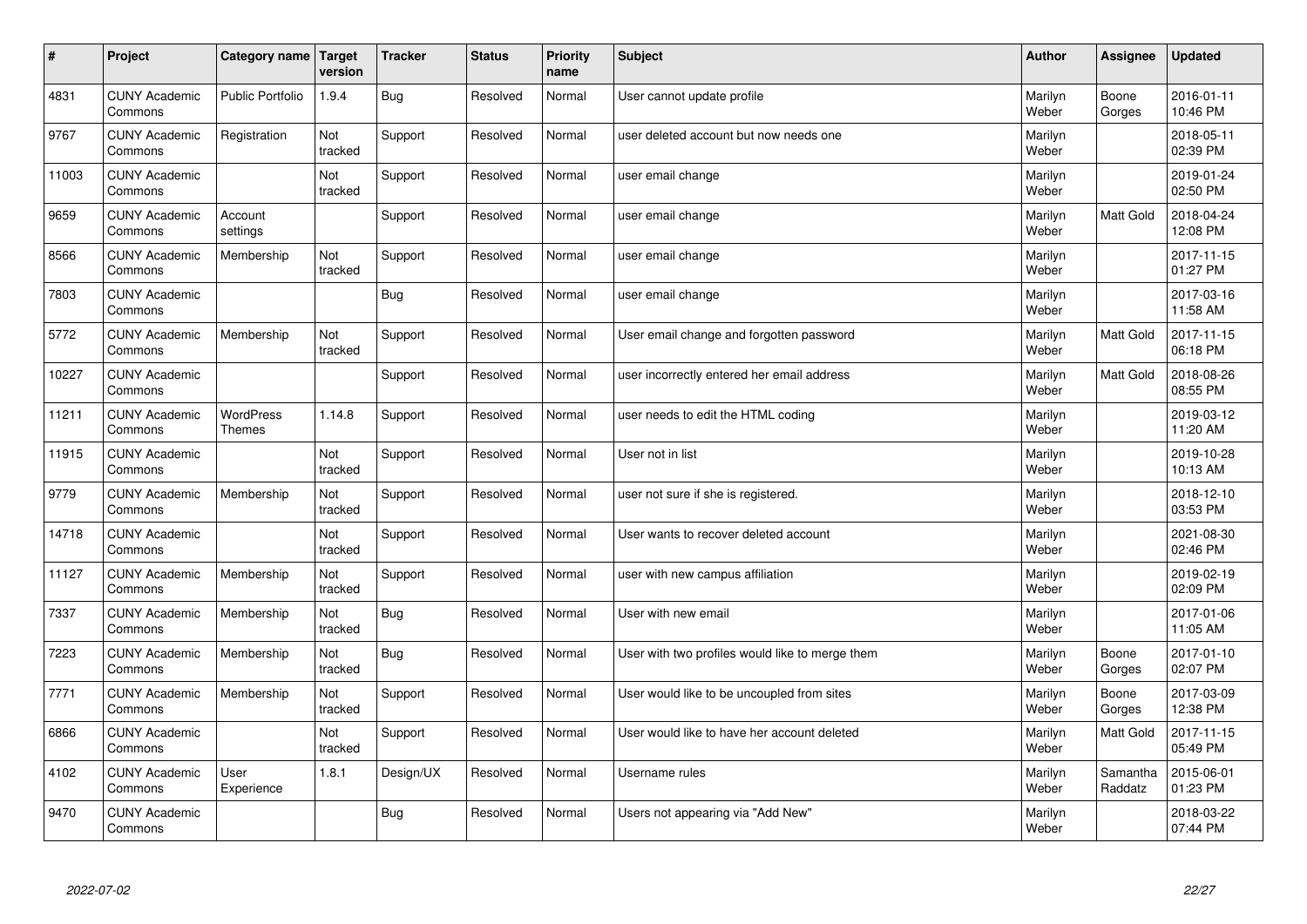| # | Project | Category name | Target version | Tracker | Status | Priority name | Subject | Author | Assignee | Updated |
|---|---|---|---|---|---|---|---|---|---|---|
| 4831 | CUNY Academic Commons | Public Portfolio | 1.9.4 | Bug | Resolved | Normal | User cannot update profile | Marilyn Weber | Boone Gorges | 2016-01-11 10:46 PM |
| 9767 | CUNY Academic Commons | Registration | Not tracked | Support | Resolved | Normal | user deleted account but now needs one | Marilyn Weber | | 2018-05-11 02:39 PM |
| 11003 | CUNY Academic Commons | | Not tracked | Support | Resolved | Normal | user email change | Marilyn Weber | | 2019-01-24 02:50 PM |
| 9659 | CUNY Academic Commons | Account settings | | Support | Resolved | Normal | user email change | Marilyn Weber | Matt Gold | 2018-04-24 12:08 PM |
| 8566 | CUNY Academic Commons | Membership | Not tracked | Support | Resolved | Normal | user email change | Marilyn Weber | | 2017-11-15 01:27 PM |
| 7803 | CUNY Academic Commons | | | Bug | Resolved | Normal | user email change | Marilyn Weber | | 2017-03-16 11:58 AM |
| 5772 | CUNY Academic Commons | Membership | Not tracked | Support | Resolved | Normal | User email change and forgotten password | Marilyn Weber | Matt Gold | 2017-11-15 06:18 PM |
| 10227 | CUNY Academic Commons | | | Support | Resolved | Normal | user incorrectly entered her email address | Marilyn Weber | Matt Gold | 2018-08-26 08:55 PM |
| 11211 | CUNY Academic Commons | WordPress Themes | 1.14.8 | Support | Resolved | Normal | user needs to edit the HTML coding | Marilyn Weber | | 2019-03-12 11:20 AM |
| 11915 | CUNY Academic Commons | | Not tracked | Support | Resolved | Normal | User not in list | Marilyn Weber | | 2019-10-28 10:13 AM |
| 9779 | CUNY Academic Commons | Membership | Not tracked | Support | Resolved | Normal | user not sure if she is registered. | Marilyn Weber | | 2018-12-10 03:53 PM |
| 14718 | CUNY Academic Commons | | Not tracked | Support | Resolved | Normal | User wants to recover deleted account | Marilyn Weber | | 2021-08-30 02:46 PM |
| 11127 | CUNY Academic Commons | Membership | Not tracked | Support | Resolved | Normal | user with new campus affiliation | Marilyn Weber | | 2019-02-19 02:09 PM |
| 7337 | CUNY Academic Commons | Membership | Not tracked | Bug | Resolved | Normal | User with new email | Marilyn Weber | | 2017-01-06 11:05 AM |
| 7223 | CUNY Academic Commons | Membership | Not tracked | Bug | Resolved | Normal | User with two profiles would like to merge them | Marilyn Weber | Boone Gorges | 2017-01-10 02:07 PM |
| 7771 | CUNY Academic Commons | Membership | Not tracked | Support | Resolved | Normal | User would like to be uncoupled from sites | Marilyn Weber | Boone Gorges | 2017-03-09 12:38 PM |
| 6866 | CUNY Academic Commons | | Not tracked | Support | Resolved | Normal | User would like to have her account deleted | Marilyn Weber | Matt Gold | 2017-11-15 05:49 PM |
| 4102 | CUNY Academic Commons | User Experience | 1.8.1 | Design/UX | Resolved | Normal | Username rules | Marilyn Weber | Samantha Raddatz | 2015-06-01 01:23 PM |
| 9470 | CUNY Academic Commons | | | Bug | Resolved | Normal | Users not appearing via "Add New" | Marilyn Weber | | 2018-03-22 07:44 PM |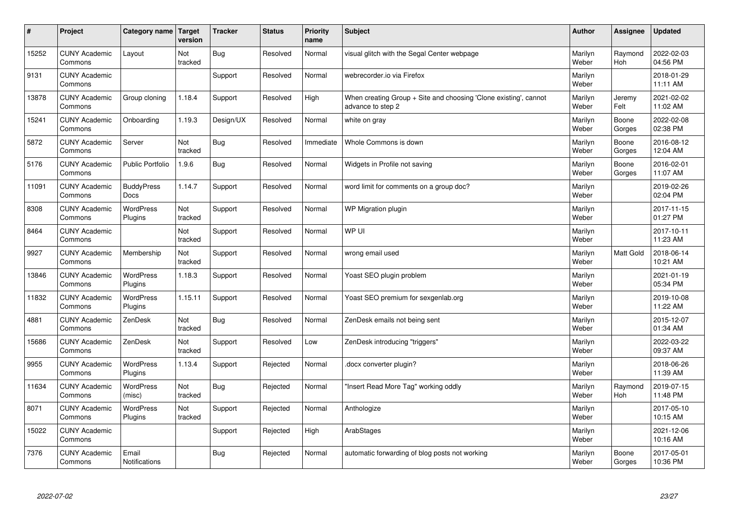| # | Project | Category name | Target version | Tracker | Status | Priority name | Subject | Author | Assignee | Updated |
|---|---|---|---|---|---|---|---|---|---|---|
| 15252 | CUNY Academic Commons | Layout | Not tracked | Bug | Resolved | Normal | visual glitch with the Segal Center webpage | Marilyn Weber | Raymond Hoh | 2022-02-03 04:56 PM |
| 9131 | CUNY Academic Commons | | | Support | Resolved | Normal | webrecorder.io via Firefox | Marilyn Weber | | 2018-01-29 11:11 AM |
| 13878 | CUNY Academic Commons | Group cloning | 1.18.4 | Support | Resolved | High | When creating Group + Site and choosing 'Clone existing', cannot advance to step 2 | Marilyn Weber | Jeremy Felt | 2021-02-02 11:02 AM |
| 15241 | CUNY Academic Commons | Onboarding | 1.19.3 | Design/UX | Resolved | Normal | white on gray | Marilyn Weber | Boone Gorges | 2022-02-08 02:38 PM |
| 5872 | CUNY Academic Commons | Server | Not tracked | Bug | Resolved | Immediate | Whole Commons is down | Marilyn Weber | Boone Gorges | 2016-08-12 12:04 AM |
| 5176 | CUNY Academic Commons | Public Portfolio | 1.9.6 | Bug | Resolved | Normal | Widgets in Profile not saving | Marilyn Weber | Boone Gorges | 2016-02-01 11:07 AM |
| 11091 | CUNY Academic Commons | BuddyPress Docs | 1.14.7 | Support | Resolved | Normal | word limit for comments on a group doc? | Marilyn Weber | | 2019-02-26 02:04 PM |
| 8308 | CUNY Academic Commons | WordPress Plugins | Not tracked | Support | Resolved | Normal | WP Migration plugin | Marilyn Weber | | 2017-11-15 01:27 PM |
| 8464 | CUNY Academic Commons | | Not tracked | Support | Resolved | Normal | WP UI | Marilyn Weber | | 2017-10-11 11:23 AM |
| 9927 | CUNY Academic Commons | Membership | Not tracked | Support | Resolved | Normal | wrong email used | Marilyn Weber | Matt Gold | 2018-06-14 10:21 AM |
| 13846 | CUNY Academic Commons | WordPress Plugins | 1.18.3 | Support | Resolved | Normal | Yoast SEO plugin problem | Marilyn Weber | | 2021-01-19 05:34 PM |
| 11832 | CUNY Academic Commons | WordPress Plugins | 1.15.11 | Support | Resolved | Normal | Yoast SEO premium for sexgenlab.org | Marilyn Weber | | 2019-10-08 11:22 AM |
| 4881 | CUNY Academic Commons | ZenDesk | Not tracked | Bug | Resolved | Normal | ZenDesk emails not being sent | Marilyn Weber | | 2015-12-07 01:34 AM |
| 15686 | CUNY Academic Commons | ZenDesk | Not tracked | Support | Resolved | Low | ZenDesk introducing "triggers" | Marilyn Weber | | 2022-03-22 09:37 AM |
| 9955 | CUNY Academic Commons | WordPress Plugins | 1.13.4 | Support | Rejected | Normal | .docx converter plugin? | Marilyn Weber | | 2018-06-26 11:39 AM |
| 11634 | CUNY Academic Commons | WordPress (misc) | Not tracked | Bug | Rejected | Normal | "Insert Read More Tag" working oddly | Marilyn Weber | Raymond Hoh | 2019-07-15 11:48 PM |
| 8071 | CUNY Academic Commons | WordPress Plugins | Not tracked | Support | Rejected | Normal | Anthologize | Marilyn Weber | | 2017-05-10 10:15 AM |
| 15022 | CUNY Academic Commons | | | Support | Rejected | High | ArabStages | Marilyn Weber | | 2021-12-06 10:16 AM |
| 7376 | CUNY Academic Commons | Email Notifications | | Bug | Rejected | Normal | automatic forwarding of blog posts not working | Marilyn Weber | Boone Gorges | 2017-05-01 10:36 PM |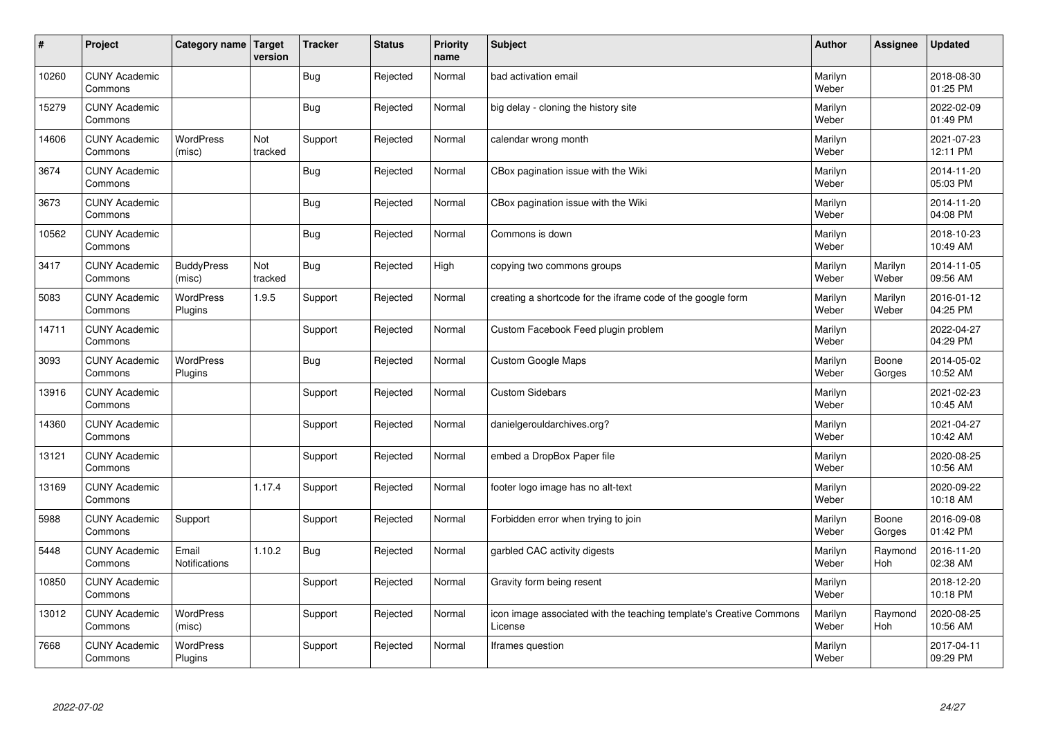| # | Project | Category name | Target version | Tracker | Status | Priority name | Subject | Author | Assignee | Updated |
|---|---|---|---|---|---|---|---|---|---|---|
| 10260 | CUNY Academic Commons | | | Bug | Rejected | Normal | bad activation email | Marilyn Weber | | 2018-08-30 01:25 PM |
| 15279 | CUNY Academic Commons | | | Bug | Rejected | Normal | big delay - cloning the history site | Marilyn Weber | | 2022-02-09 01:49 PM |
| 14606 | CUNY Academic Commons | WordPress (misc) | Not tracked | Support | Rejected | Normal | calendar wrong month | Marilyn Weber | | 2021-07-23 12:11 PM |
| 3674 | CUNY Academic Commons | | | Bug | Rejected | Normal | CBox pagination issue with the Wiki | Marilyn Weber | | 2014-11-20 05:03 PM |
| 3673 | CUNY Academic Commons | | | Bug | Rejected | Normal | CBox pagination issue with the Wiki | Marilyn Weber | | 2014-11-20 04:08 PM |
| 10562 | CUNY Academic Commons | | | Bug | Rejected | Normal | Commons is down | Marilyn Weber | | 2018-10-23 10:49 AM |
| 3417 | CUNY Academic Commons | BuddyPress (misc) | Not tracked | Bug | Rejected | High | copying two commons groups | Marilyn Weber | Marilyn Weber | 2014-11-05 09:56 AM |
| 5083 | CUNY Academic Commons | WordPress Plugins | 1.9.5 | Support | Rejected | Normal | creating a shortcode for the iframe code of the google form | Marilyn Weber | Marilyn Weber | 2016-01-12 04:25 PM |
| 14711 | CUNY Academic Commons | | | Support | Rejected | Normal | Custom Facebook Feed plugin problem | Marilyn Weber | | 2022-04-27 04:29 PM |
| 3093 | CUNY Academic Commons | WordPress Plugins | | Bug | Rejected | Normal | Custom Google Maps | Marilyn Weber | Boone Gorges | 2014-05-02 10:52 AM |
| 13916 | CUNY Academic Commons | | | Support | Rejected | Normal | Custom Sidebars | Marilyn Weber | | 2021-02-23 10:45 AM |
| 14360 | CUNY Academic Commons | | | Support | Rejected | Normal | danielgerouldarchives.org? | Marilyn Weber | | 2021-04-27 10:42 AM |
| 13121 | CUNY Academic Commons | | | Support | Rejected | Normal | embed a DropBox Paper file | Marilyn Weber | | 2020-08-25 10:56 AM |
| 13169 | CUNY Academic Commons | | 1.17.4 | Support | Rejected | Normal | footer logo image has no alt-text | Marilyn Weber | | 2020-09-22 10:18 AM |
| 5988 | CUNY Academic Commons | Support | | Support | Rejected | Normal | Forbidden error when trying to join | Marilyn Weber | Boone Gorges | 2016-09-08 01:42 PM |
| 5448 | CUNY Academic Commons | Email Notifications | 1.10.2 | Bug | Rejected | Normal | garbled CAC activity digests | Marilyn Weber | Raymond Hoh | 2016-11-20 02:38 AM |
| 10850 | CUNY Academic Commons | | | Support | Rejected | Normal | Gravity form being resent | Marilyn Weber | | 2018-12-20 10:18 PM |
| 13012 | CUNY Academic Commons | WordPress (misc) | | Support | Rejected | Normal | icon image associated with the teaching template's Creative Commons License | Marilyn Weber | Raymond Hoh | 2020-08-25 10:56 AM |
| 7668 | CUNY Academic Commons | WordPress Plugins | | Support | Rejected | Normal | Iframes question | Marilyn Weber | | 2017-04-11 09:29 PM |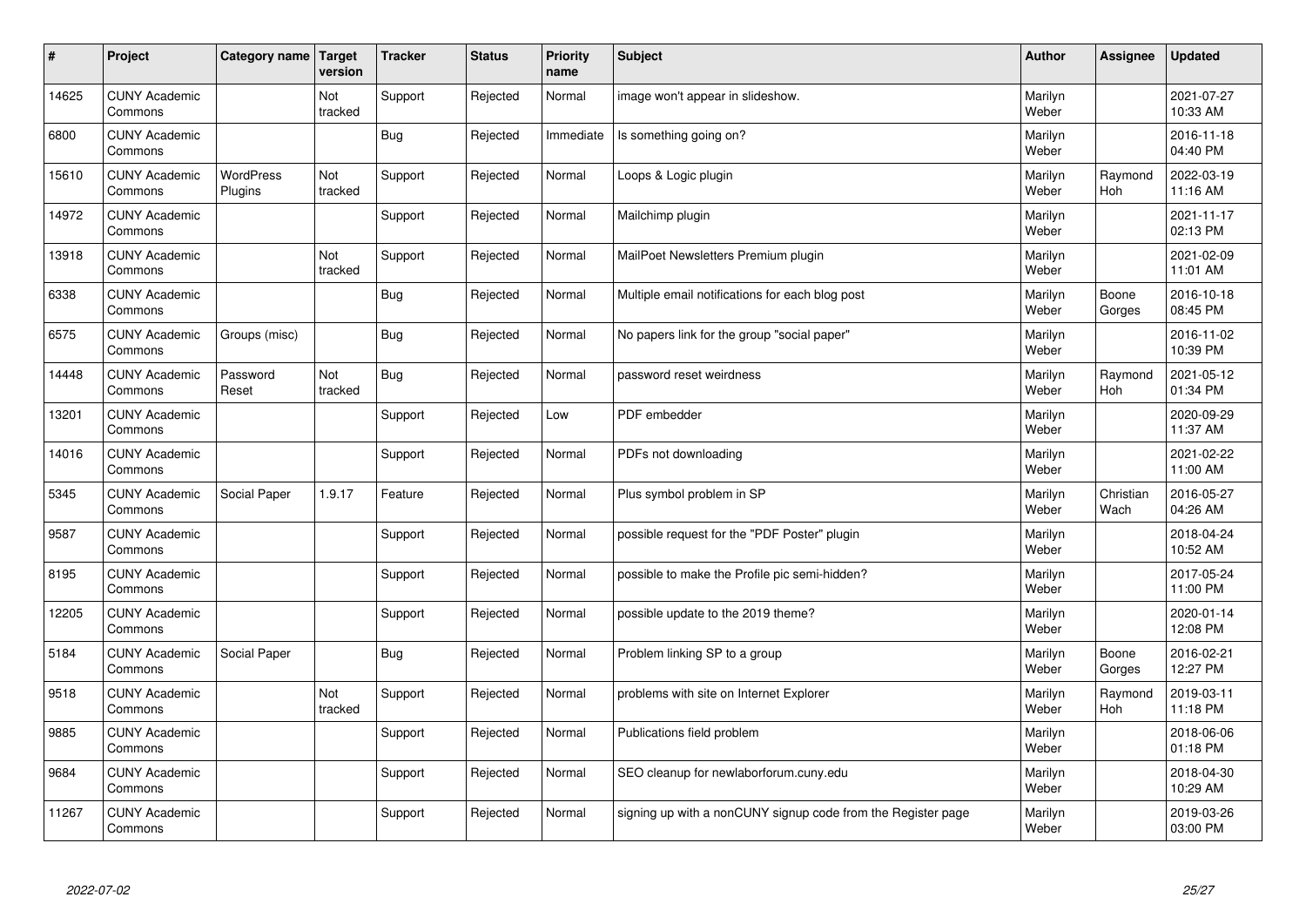| # | Project | Category name | Target version | Tracker | Status | Priority name | Subject | Author | Assignee | Updated |
|---|---|---|---|---|---|---|---|---|---|---|
| 14625 | CUNY Academic Commons | | Not tracked | Support | Rejected | Normal | image won't appear in slideshow. | Marilyn Weber | | 2021-07-27 10:33 AM |
| 6800 | CUNY Academic Commons | | | Bug | Rejected | Immediate | Is something going on? | Marilyn Weber | | 2016-11-18 04:40 PM |
| 15610 | CUNY Academic Commons | WordPress Plugins | Not tracked | Support | Rejected | Normal | Loops & Logic plugin | Marilyn Weber | Raymond Hoh | 2022-03-19 11:16 AM |
| 14972 | CUNY Academic Commons | | | Support | Rejected | Normal | Mailchimp plugin | Marilyn Weber | | 2021-11-17 02:13 PM |
| 13918 | CUNY Academic Commons | | Not tracked | Support | Rejected | Normal | MailPoet Newsletters Premium plugin | Marilyn Weber | | 2021-02-09 11:01 AM |
| 6338 | CUNY Academic Commons | | | Bug | Rejected | Normal | Multiple email notifications for each blog post | Marilyn Weber | Boone Gorges | 2016-10-18 08:45 PM |
| 6575 | CUNY Academic Commons | Groups (misc) | | Bug | Rejected | Normal | No papers link for the group "social paper" | Marilyn Weber | | 2016-11-02 10:39 PM |
| 14448 | CUNY Academic Commons | Password Reset | Not tracked | Bug | Rejected | Normal | password reset weirdness | Marilyn Weber | Raymond Hoh | 2021-05-12 01:34 PM |
| 13201 | CUNY Academic Commons | | | Support | Rejected | Low | PDF embedder | Marilyn Weber | | 2020-09-29 11:37 AM |
| 14016 | CUNY Academic Commons | | | Support | Rejected | Normal | PDFs not downloading | Marilyn Weber | | 2021-02-22 11:00 AM |
| 5345 | CUNY Academic Commons | Social Paper | 1.9.17 | Feature | Rejected | Normal | Plus symbol problem in SP | Marilyn Weber | Christian Wach | 2016-05-27 04:26 AM |
| 9587 | CUNY Academic Commons | | | Support | Rejected | Normal | possible request for the "PDF Poster" plugin | Marilyn Weber | | 2018-04-24 10:52 AM |
| 8195 | CUNY Academic Commons | | | Support | Rejected | Normal | possible to make the Profile pic semi-hidden? | Marilyn Weber | | 2017-05-24 11:00 PM |
| 12205 | CUNY Academic Commons | | | Support | Rejected | Normal | possible update to the 2019 theme? | Marilyn Weber | | 2020-01-14 12:08 PM |
| 5184 | CUNY Academic Commons | Social Paper | | Bug | Rejected | Normal | Problem linking SP to a group | Marilyn Weber | Boone Gorges | 2016-02-21 12:27 PM |
| 9518 | CUNY Academic Commons | | Not tracked | Support | Rejected | Normal | problems with site on Internet Explorer | Marilyn Weber | Raymond Hoh | 2019-03-11 11:18 PM |
| 9885 | CUNY Academic Commons | | | Support | Rejected | Normal | Publications field problem | Marilyn Weber | | 2018-06-06 01:18 PM |
| 9684 | CUNY Academic Commons | | | Support | Rejected | Normal | SEO cleanup for newlaborforum.cuny.edu | Marilyn Weber | | 2018-04-30 10:29 AM |
| 11267 | CUNY Academic Commons | | | Support | Rejected | Normal | signing up with a nonCUNY signup code from the Register page | Marilyn Weber | | 2019-03-26 03:00 PM |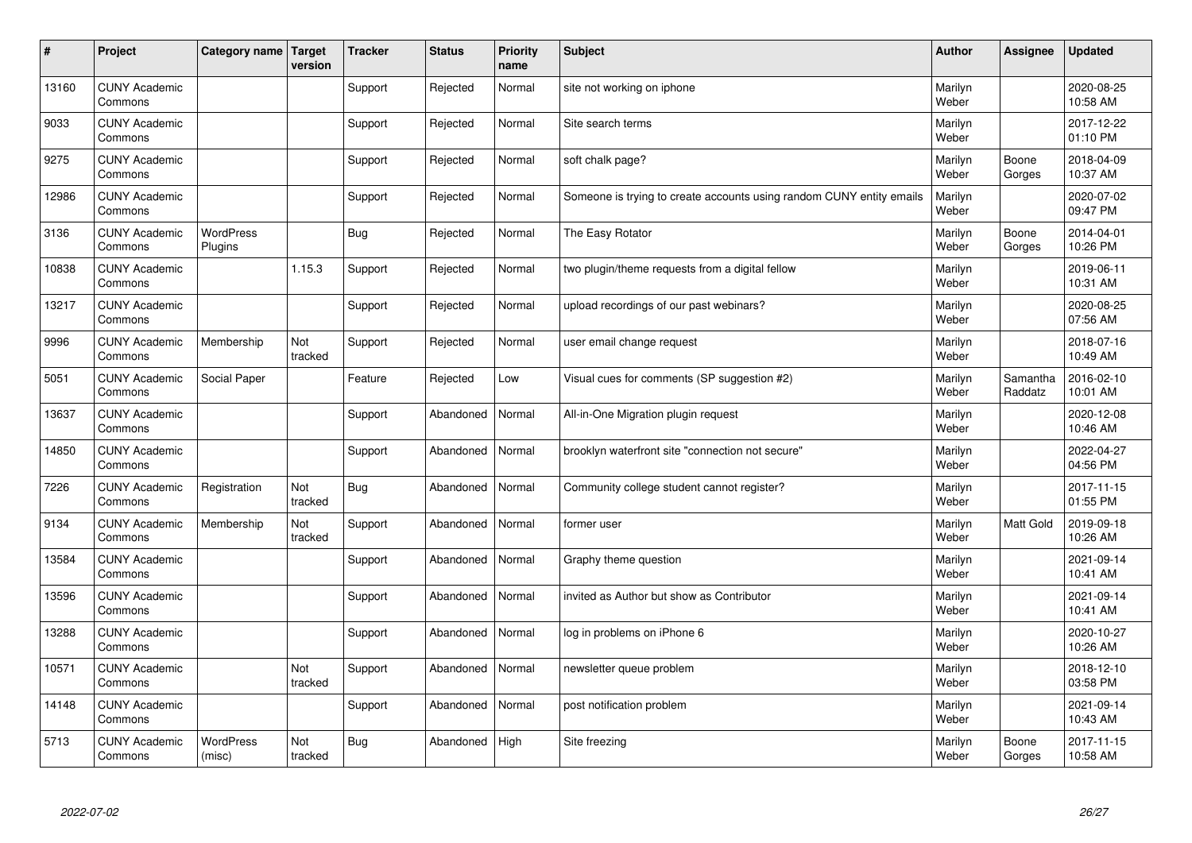| # | Project | Category name | Target version | Tracker | Status | Priority name | Subject | Author | Assignee | Updated |
|---|---|---|---|---|---|---|---|---|---|---|
| 13160 | CUNY Academic Commons | | | Support | Rejected | Normal | site not working on iphone | Marilyn Weber | | 2020-08-25 10:58 AM |
| 9033 | CUNY Academic Commons | | | Support | Rejected | Normal | Site search terms | Marilyn Weber | | 2017-12-22 01:10 PM |
| 9275 | CUNY Academic Commons | | | Support | Rejected | Normal | soft chalk page? | Marilyn Weber | Boone Gorges | 2018-04-09 10:37 AM |
| 12986 | CUNY Academic Commons | | | Support | Rejected | Normal | Someone is trying to create accounts using random CUNY entity emails | Marilyn Weber | | 2020-07-02 09:47 PM |
| 3136 | CUNY Academic Commons | WordPress Plugins | | Bug | Rejected | Normal | The Easy Rotator | Marilyn Weber | Boone Gorges | 2014-04-01 10:26 PM |
| 10838 | CUNY Academic Commons | | 1.15.3 | Support | Rejected | Normal | two plugin/theme requests from a digital fellow | Marilyn Weber | | 2019-06-11 10:31 AM |
| 13217 | CUNY Academic Commons | | | Support | Rejected | Normal | upload recordings of our past webinars? | Marilyn Weber | | 2020-08-25 07:56 AM |
| 9996 | CUNY Academic Commons | Membership | Not tracked | Support | Rejected | Normal | user email change request | Marilyn Weber | | 2018-07-16 10:49 AM |
| 5051 | CUNY Academic Commons | Social Paper | | Feature | Rejected | Low | Visual cues for comments (SP suggestion #2) | Marilyn Weber | Samantha Raddatz | 2016-02-10 10:01 AM |
| 13637 | CUNY Academic Commons | | | Support | Abandoned | Normal | All-in-One Migration plugin request | Marilyn Weber | | 2020-12-08 10:46 AM |
| 14850 | CUNY Academic Commons | | | Support | Abandoned | Normal | brooklyn waterfront site "connection not secure" | Marilyn Weber | | 2022-04-27 04:56 PM |
| 7226 | CUNY Academic Commons | Registration | Not tracked | Bug | Abandoned | Normal | Community college student cannot register? | Marilyn Weber | | 2017-11-15 01:55 PM |
| 9134 | CUNY Academic Commons | Membership | Not tracked | Support | Abandoned | Normal | former user | Marilyn Weber | Matt Gold | 2019-09-18 10:26 AM |
| 13584 | CUNY Academic Commons | | | Support | Abandoned | Normal | Graphy theme question | Marilyn Weber | | 2021-09-14 10:41 AM |
| 13596 | CUNY Academic Commons | | | Support | Abandoned | Normal | invited as Author but show as Contributor | Marilyn Weber | | 2021-09-14 10:41 AM |
| 13288 | CUNY Academic Commons | | | Support | Abandoned | Normal | log in problems on iPhone 6 | Marilyn Weber | | 2020-10-27 10:26 AM |
| 10571 | CUNY Academic Commons | | Not tracked | Support | Abandoned | Normal | newsletter queue problem | Marilyn Weber | | 2018-12-10 03:58 PM |
| 14148 | CUNY Academic Commons | | | Support | Abandoned | Normal | post notification problem | Marilyn Weber | | 2021-09-14 10:43 AM |
| 5713 | CUNY Academic Commons | WordPress (misc) | Not tracked | Bug | Abandoned | High | Site freezing | Marilyn Weber | Boone Gorges | 2017-11-15 10:58 AM |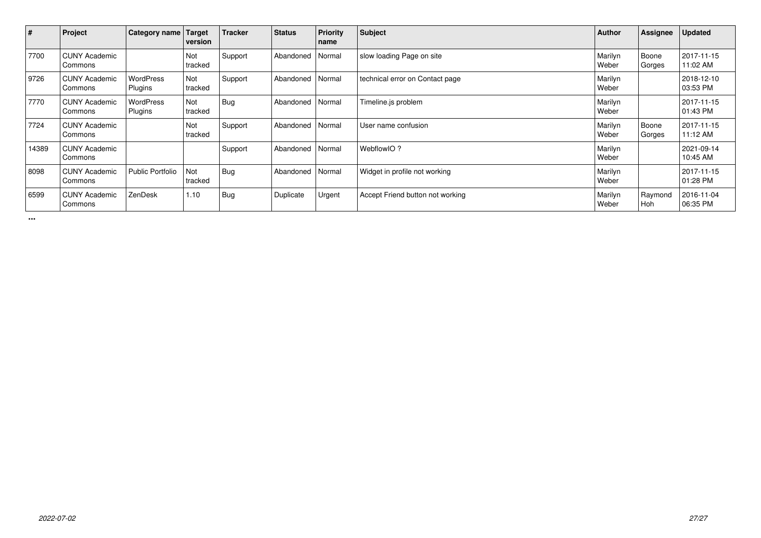| # | Project | Category name | Target version | Tracker | Status | Priority name | Subject | Author | Assignee | Updated |
|---|---|---|---|---|---|---|---|---|---|---|
| 7700 | CUNY Academic Commons | | Not tracked | Support | Abandoned | Normal | slow loading Page on site | Marilyn Weber | Boone Gorges | 2017-11-15 11:02 AM |
| 9726 | CUNY Academic Commons | WordPress Plugins | Not tracked | Support | Abandoned | Normal | technical error on Contact page | Marilyn Weber | | 2018-12-10 03:53 PM |
| 7770 | CUNY Academic Commons | WordPress Plugins | Not tracked | Bug | Abandoned | Normal | Timeline.js problem | Marilyn Weber | | 2017-11-15 01:43 PM |
| 7724 | CUNY Academic Commons | | Not tracked | Support | Abandoned | Normal | User name confusion | Marilyn Weber | Boone Gorges | 2017-11-15 11:12 AM |
| 14389 | CUNY Academic Commons | | | Support | Abandoned | Normal | WebflowIO ? | Marilyn Weber | | 2021-09-14 10:45 AM |
| 8098 | CUNY Academic Commons | Public Portfolio | Not tracked | Bug | Abandoned | Normal | Widget in profile not working | Marilyn Weber | | 2017-11-15 01:28 PM |
| 6599 | CUNY Academic Commons | ZenDesk | 1.10 | Bug | Duplicate | Urgent | Accept Friend button not working | Marilyn Weber | Raymond Hoh | 2016-11-04 06:35 PM |

...

*2022-07-02*